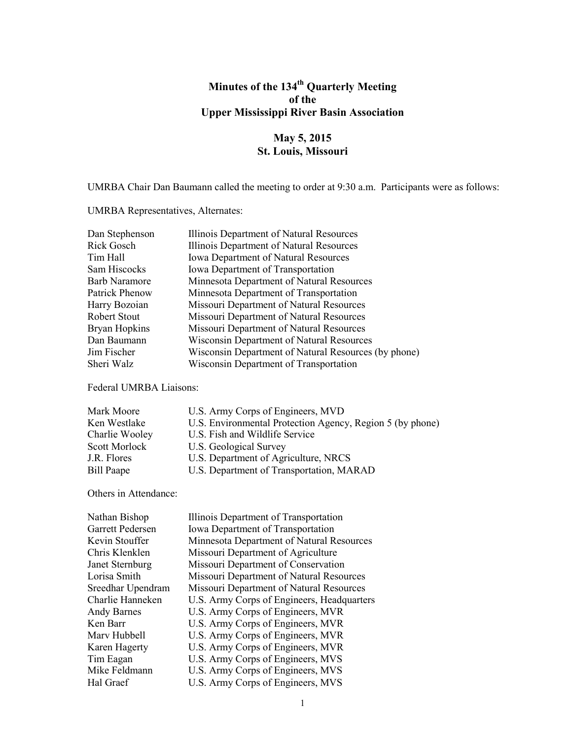# Minutes of the 134th Quarterly Meeting of the Upper Mississippi River Basin Association

## May 5, 2015
## St. Louis, Missouri

UMRBA Chair Dan Baumann called the meeting to order at 9:30 a.m. Participants were as follows:

UMRBA Representatives, Alternates:

| | |
|---|---|
| Dan Stephenson | Illinois Department of Natural Resources |
| Rick Gosch | Illinois Department of Natural Resources |
| Tim Hall | Iowa Department of Natural Resources |
| Sam Hiscocks | Iowa Department of Transportation |
| Barb Naramore | Minnesota Department of Natural Resources |
| Patrick Phenow | Minnesota Department of Transportation |
| Harry Bozoian | Missouri Department of Natural Resources |
| Robert Stout | Missouri Department of Natural Resources |
| Bryan Hopkins | Missouri Department of Natural Resources |
| Dan Baumann | Wisconsin Department of Natural Resources |
| Jim Fischer | Wisconsin Department of Natural Resources (by phone) |
| Sheri Walz | Wisconsin Department of Transportation |

Federal UMRBA Liaisons:

| | |
|---|---|
| Mark Moore | U.S. Army Corps of Engineers, MVD |
| Ken Westlake | U.S. Environmental Protection Agency, Region 5 (by phone) |
| Charlie Wooley | U.S. Fish and Wildlife Service |
| Scott Morlock | U.S. Geological Survey |
| J.R. Flores | U.S. Department of Agriculture, NRCS |
| Bill Paape | U.S. Department of Transportation, MARAD |

Others in Attendance:

| | |
|---|---|
| Nathan Bishop | Illinois Department of Transportation |
| Garrett Pedersen | Iowa Department of Transportation |
| Kevin Stouffer | Minnesota Department of Natural Resources |
| Chris Klenklen | Missouri Department of Agriculture |
| Janet Sternburg | Missouri Department of Conservation |
| Lorisa Smith | Missouri Department of Natural Resources |
| Sreedhar Upendram | Missouri Department of Natural Resources |
| Charlie Hanneken | U.S. Army Corps of Engineers, Headquarters |
| Andy Barnes | U.S. Army Corps of Engineers, MVR |
| Ken Barr | U.S. Army Corps of Engineers, MVR |
| Marv Hubbell | U.S. Army Corps of Engineers, MVR |
| Karen Hagerty | U.S. Army Corps of Engineers, MVR |
| Tim Eagan | U.S. Army Corps of Engineers, MVS |
| Mike Feldmann | U.S. Army Corps of Engineers, MVS |
| Hal Graef | U.S. Army Corps of Engineers, MVS |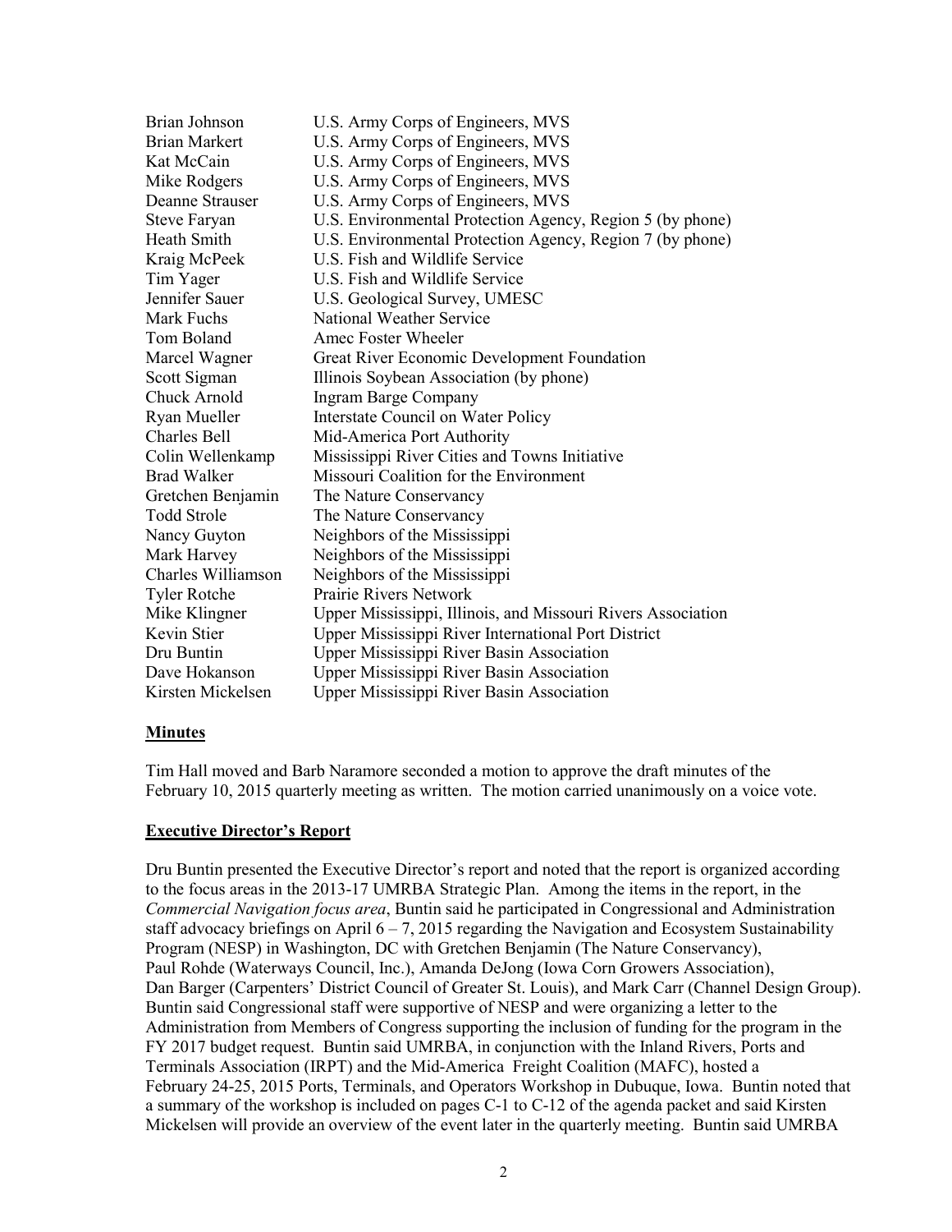| | |
|---|---|
| Brian Johnson | U.S. Army Corps of Engineers, MVS |
| Brian Markert | U.S. Army Corps of Engineers, MVS |
| Kat McCain | U.S. Army Corps of Engineers, MVS |
| Mike Rodgers | U.S. Army Corps of Engineers, MVS |
| Deanne Strauser | U.S. Army Corps of Engineers, MVS |
| Steve Faryan | U.S. Environmental Protection Agency, Region 5 (by phone) |
| Heath Smith | U.S. Environmental Protection Agency, Region 7 (by phone) |
| Kraig McPeek | U.S. Fish and Wildlife Service |
| Tim Yager | U.S. Fish and Wildlife Service |
| Jennifer Sauer | U.S. Geological Survey, UMESC |
| Mark Fuchs | National Weather Service |
| Tom Boland | Amec Foster Wheeler |
| Marcel Wagner | Great River Economic Development Foundation |
| Scott Sigman | Illinois Soybean Association (by phone) |
| Chuck Arnold | Ingram Barge Company |
| Ryan Mueller | Interstate Council on Water Policy |
| Charles Bell | Mid-America Port Authority |
| Colin Wellenkamp | Mississippi River Cities and Towns Initiative |
| Brad Walker | Missouri Coalition for the Environment |
| Gretchen Benjamin | The Nature Conservancy |
| Todd Strole | The Nature Conservancy |
| Nancy Guyton | Neighbors of the Mississippi |
| Mark Harvey | Neighbors of the Mississippi |
| Charles Williamson | Neighbors of the Mississippi |
| Tyler Rotche | Prairie Rivers Network |
| Mike Klingner | Upper Mississippi, Illinois, and Missouri Rivers Association |
| Kevin Stier | Upper Mississippi River International Port District |
| Dru Buntin | Upper Mississippi River Basin Association |
| Dave Hokanson | Upper Mississippi River Basin Association |
| Kirsten Mickelsen | Upper Mississippi River Basin Association |

## Minutes

Tim Hall moved and Barb Naramore seconded a motion to approve the draft minutes of the February 10, 2015 quarterly meeting as written. The motion carried unanimously on a voice vote.

## Executive Director's Report

Dru Buntin presented the Executive Director's report and noted that the report is organized according to the focus areas in the 2013-17 UMRBA Strategic Plan. Among the items in the report, in the *Commercial Navigation focus area*, Buntin said he participated in Congressional and Administration staff advocacy briefings on April 6 – 7, 2015 regarding the Navigation and Ecosystem Sustainability Program (NESP) in Washington, DC with Gretchen Benjamin (The Nature Conservancy), Paul Rohde (Waterways Council, Inc.), Amanda DeJong (Iowa Corn Growers Association), Dan Barger (Carpenters' District Council of Greater St. Louis), and Mark Carr (Channel Design Group). Buntin said Congressional staff were supportive of NESP and were organizing a letter to the Administration from Members of Congress supporting the inclusion of funding for the program in the FY 2017 budget request. Buntin said UMRBA, in conjunction with the Inland Rivers, Ports and Terminals Association (IRPT) and the Mid-America Freight Coalition (MAFC), hosted a February 24-25, 2015 Ports, Terminals, and Operators Workshop in Dubuque, Iowa. Buntin noted that a summary of the workshop is included on pages C-1 to C-12 of the agenda packet and said Kirsten Mickelsen will provide an overview of the event later in the quarterly meeting. Buntin said UMRBA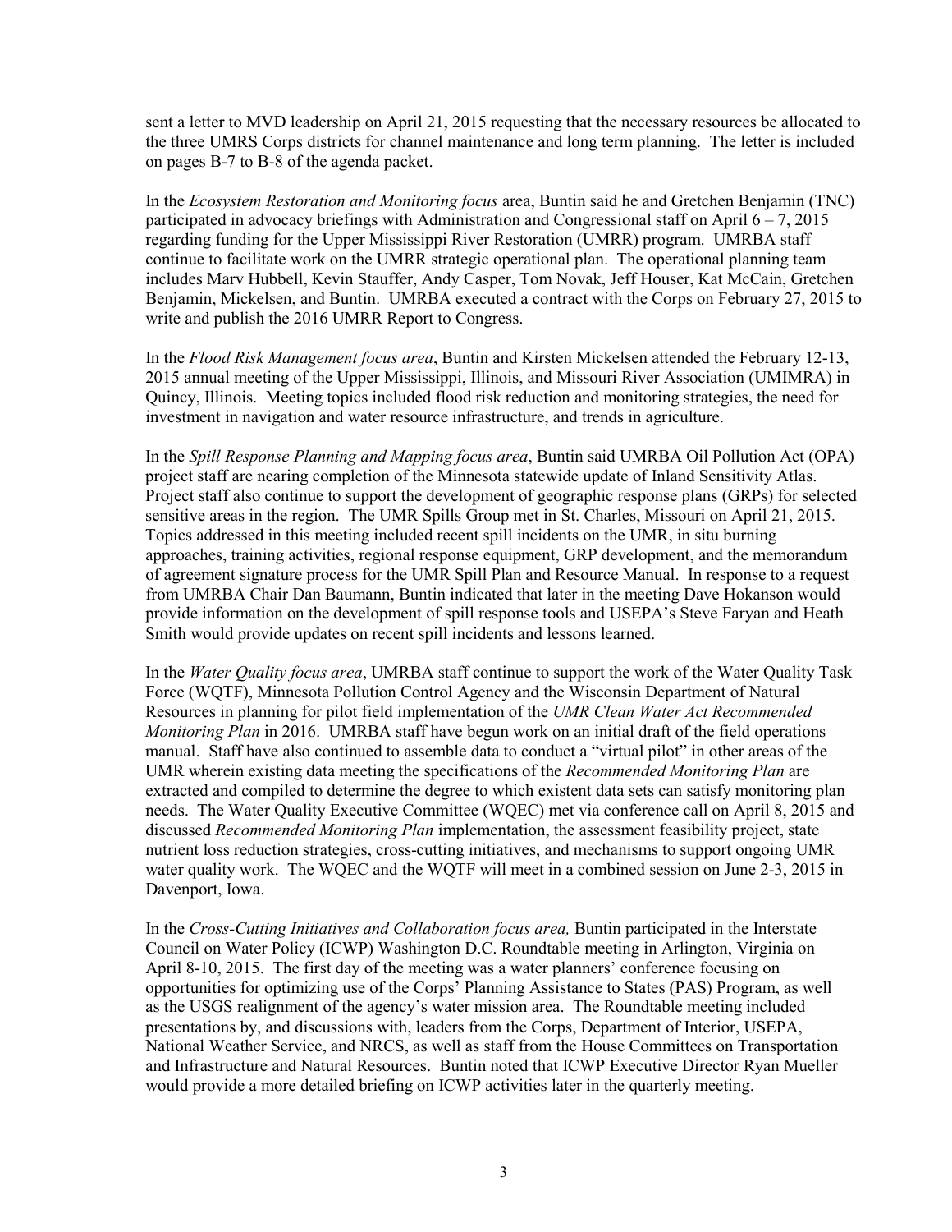sent a letter to MVD leadership on April 21, 2015 requesting that the necessary resources be allocated to the three UMRS Corps districts for channel maintenance and long term planning. The letter is included on pages B-7 to B-8 of the agenda packet.

In the *Ecosystem Restoration and Monitoring focus* area, Buntin said he and Gretchen Benjamin (TNC) participated in advocacy briefings with Administration and Congressional staff on April 6 – 7, 2015 regarding funding for the Upper Mississippi River Restoration (UMRR) program. UMRBA staff continue to facilitate work on the UMRR strategic operational plan. The operational planning team includes Marv Hubbell, Kevin Stauffer, Andy Casper, Tom Novak, Jeff Houser, Kat McCain, Gretchen Benjamin, Mickelsen, and Buntin. UMRBA executed a contract with the Corps on February 27, 2015 to write and publish the 2016 UMRR Report to Congress.

In the *Flood Risk Management focus area*, Buntin and Kirsten Mickelsen attended the February 12-13, 2015 annual meeting of the Upper Mississippi, Illinois, and Missouri River Association (UMIMRA) in Quincy, Illinois. Meeting topics included flood risk reduction and monitoring strategies, the need for investment in navigation and water resource infrastructure, and trends in agriculture.

In the *Spill Response Planning and Mapping focus area*, Buntin said UMRBA Oil Pollution Act (OPA) project staff are nearing completion of the Minnesota statewide update of Inland Sensitivity Atlas. Project staff also continue to support the development of geographic response plans (GRPs) for selected sensitive areas in the region. The UMR Spills Group met in St. Charles, Missouri on April 21, 2015. Topics addressed in this meeting included recent spill incidents on the UMR, in situ burning approaches, training activities, regional response equipment, GRP development, and the memorandum of agreement signature process for the UMR Spill Plan and Resource Manual. In response to a request from UMRBA Chair Dan Baumann, Buntin indicated that later in the meeting Dave Hokanson would provide information on the development of spill response tools and USEPA's Steve Faryan and Heath Smith would provide updates on recent spill incidents and lessons learned.

In the *Water Quality focus area*, UMRBA staff continue to support the work of the Water Quality Task Force (WQTF), Minnesota Pollution Control Agency and the Wisconsin Department of Natural Resources in planning for pilot field implementation of the *UMR Clean Water Act Recommended Monitoring Plan* in 2016. UMRBA staff have begun work on an initial draft of the field operations manual. Staff have also continued to assemble data to conduct a "virtual pilot" in other areas of the UMR wherein existing data meeting the specifications of the *Recommended Monitoring Plan* are extracted and compiled to determine the degree to which existent data sets can satisfy monitoring plan needs. The Water Quality Executive Committee (WQEC) met via conference call on April 8, 2015 and discussed *Recommended Monitoring Plan* implementation, the assessment feasibility project, state nutrient loss reduction strategies, cross-cutting initiatives, and mechanisms to support ongoing UMR water quality work. The WQEC and the WQTF will meet in a combined session on June 2-3, 2015 in Davenport, Iowa.

In the *Cross-Cutting Initiatives and Collaboration focus area,* Buntin participated in the Interstate Council on Water Policy (ICWP) Washington D.C. Roundtable meeting in Arlington, Virginia on April 8-10, 2015. The first day of the meeting was a water planners' conference focusing on opportunities for optimizing use of the Corps' Planning Assistance to States (PAS) Program, as well as the USGS realignment of the agency's water mission area. The Roundtable meeting included presentations by, and discussions with, leaders from the Corps, Department of Interior, USEPA, National Weather Service, and NRCS, as well as staff from the House Committees on Transportation and Infrastructure and Natural Resources. Buntin noted that ICWP Executive Director Ryan Mueller would provide a more detailed briefing on ICWP activities later in the quarterly meeting.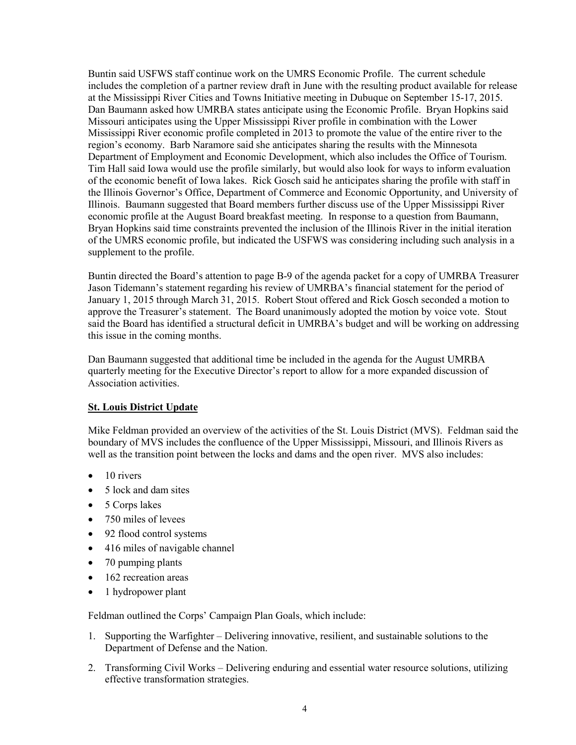Buntin said USFWS staff continue work on the UMRS Economic Profile. The current schedule includes the completion of a partner review draft in June with the resulting product available for release at the Mississippi River Cities and Towns Initiative meeting in Dubuque on September 15-17, 2015. Dan Baumann asked how UMRBA states anticipate using the Economic Profile. Bryan Hopkins said Missouri anticipates using the Upper Mississippi River profile in combination with the Lower Mississippi River economic profile completed in 2013 to promote the value of the entire river to the region's economy. Barb Naramore said she anticipates sharing the results with the Minnesota Department of Employment and Economic Development, which also includes the Office of Tourism. Tim Hall said Iowa would use the profile similarly, but would also look for ways to inform evaluation of the economic benefit of Iowa lakes. Rick Gosch said he anticipates sharing the profile with staff in the Illinois Governor's Office, Department of Commerce and Economic Opportunity, and University of Illinois. Baumann suggested that Board members further discuss use of the Upper Mississippi River economic profile at the August Board breakfast meeting. In response to a question from Baumann, Bryan Hopkins said time constraints prevented the inclusion of the Illinois River in the initial iteration of the UMRS economic profile, but indicated the USFWS was considering including such analysis in a supplement to the profile.

Buntin directed the Board's attention to page B-9 of the agenda packet for a copy of UMRBA Treasurer Jason Tidemann's statement regarding his review of UMRBA's financial statement for the period of January 1, 2015 through March 31, 2015. Robert Stout offered and Rick Gosch seconded a motion to approve the Treasurer's statement. The Board unanimously adopted the motion by voice vote. Stout said the Board has identified a structural deficit in UMRBA's budget and will be working on addressing this issue in the coming months.

Dan Baumann suggested that additional time be included in the agenda for the August UMRBA quarterly meeting for the Executive Director's report to allow for a more expanded discussion of Association activities.

## St. Louis District Update

Mike Feldman provided an overview of the activities of the St. Louis District (MVS). Feldman said the boundary of MVS includes the confluence of the Upper Mississippi, Missouri, and Illinois Rivers as well as the transition point between the locks and dams and the open river. MVS also includes:

- 10 rivers
- 5 lock and dam sites
- 5 Corps lakes
- 750 miles of levees
- 92 flood control systems
- 416 miles of navigable channel
- 70 pumping plants
- 162 recreation areas
- 1 hydropower plant

Feldman outlined the Corps' Campaign Plan Goals, which include:

1. Supporting the Warfighter – Delivering innovative, resilient, and sustainable solutions to the Department of Defense and the Nation.
2. Transforming Civil Works – Delivering enduring and essential water resource solutions, utilizing effective transformation strategies.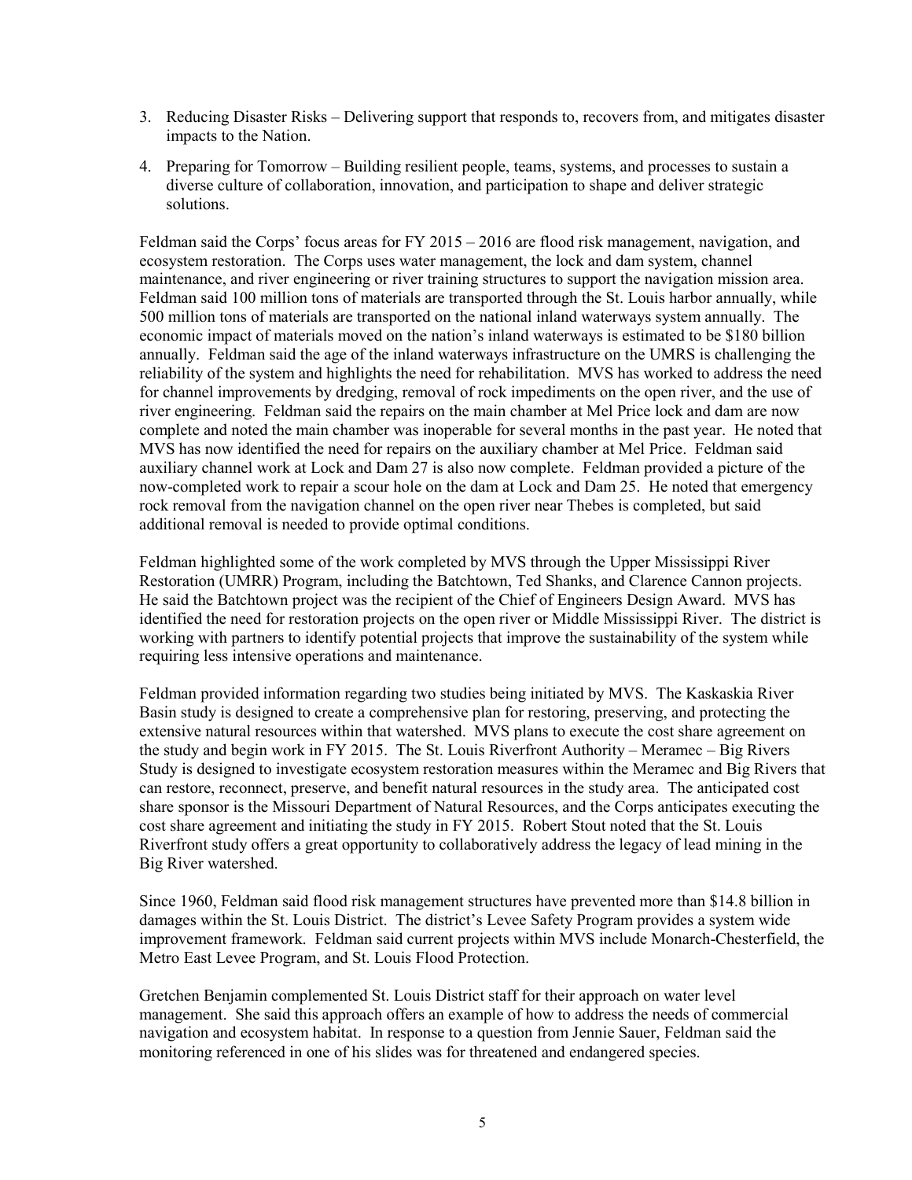3. Reducing Disaster Risks – Delivering support that responds to, recovers from, and mitigates disaster impacts to the Nation.

4. Preparing for Tomorrow – Building resilient people, teams, systems, and processes to sustain a diverse culture of collaboration, innovation, and participation to shape and deliver strategic solutions.

Feldman said the Corps' focus areas for FY 2015 – 2016 are flood risk management, navigation, and ecosystem restoration. The Corps uses water management, the lock and dam system, channel maintenance, and river engineering or river training structures to support the navigation mission area. Feldman said 100 million tons of materials are transported through the St. Louis harbor annually, while 500 million tons of materials are transported on the national inland waterways system annually. The economic impact of materials moved on the nation's inland waterways is estimated to be $180 billion annually. Feldman said the age of the inland waterways infrastructure on the UMRS is challenging the reliability of the system and highlights the need for rehabilitation. MVS has worked to address the need for channel improvements by dredging, removal of rock impediments on the open river, and the use of river engineering. Feldman said the repairs on the main chamber at Mel Price lock and dam are now complete and noted the main chamber was inoperable for several months in the past year. He noted that MVS has now identified the need for repairs on the auxiliary chamber at Mel Price. Feldman said auxiliary channel work at Lock and Dam 27 is also now complete. Feldman provided a picture of the now-completed work to repair a scour hole on the dam at Lock and Dam 25. He noted that emergency rock removal from the navigation channel on the open river near Thebes is completed, but said additional removal is needed to provide optimal conditions.

Feldman highlighted some of the work completed by MVS through the Upper Mississippi River Restoration (UMRR) Program, including the Batchtown, Ted Shanks, and Clarence Cannon projects. He said the Batchtown project was the recipient of the Chief of Engineers Design Award. MVS has identified the need for restoration projects on the open river or Middle Mississippi River. The district is working with partners to identify potential projects that improve the sustainability of the system while requiring less intensive operations and maintenance.

Feldman provided information regarding two studies being initiated by MVS. The Kaskaskia River Basin study is designed to create a comprehensive plan for restoring, preserving, and protecting the extensive natural resources within that watershed. MVS plans to execute the cost share agreement on the study and begin work in FY 2015. The St. Louis Riverfront Authority – Meramec – Big Rivers Study is designed to investigate ecosystem restoration measures within the Meramec and Big Rivers that can restore, reconnect, preserve, and benefit natural resources in the study area. The anticipated cost share sponsor is the Missouri Department of Natural Resources, and the Corps anticipates executing the cost share agreement and initiating the study in FY 2015. Robert Stout noted that the St. Louis Riverfront study offers a great opportunity to collaboratively address the legacy of lead mining in the Big River watershed.

Since 1960, Feldman said flood risk management structures have prevented more than $14.8 billion in damages within the St. Louis District. The district's Levee Safety Program provides a system wide improvement framework. Feldman said current projects within MVS include Monarch-Chesterfield, the Metro East Levee Program, and St. Louis Flood Protection.

Gretchen Benjamin complemented St. Louis District staff for their approach on water level management. She said this approach offers an example of how to address the needs of commercial navigation and ecosystem habitat. In response to a question from Jennie Sauer, Feldman said the monitoring referenced in one of his slides was for threatened and endangered species.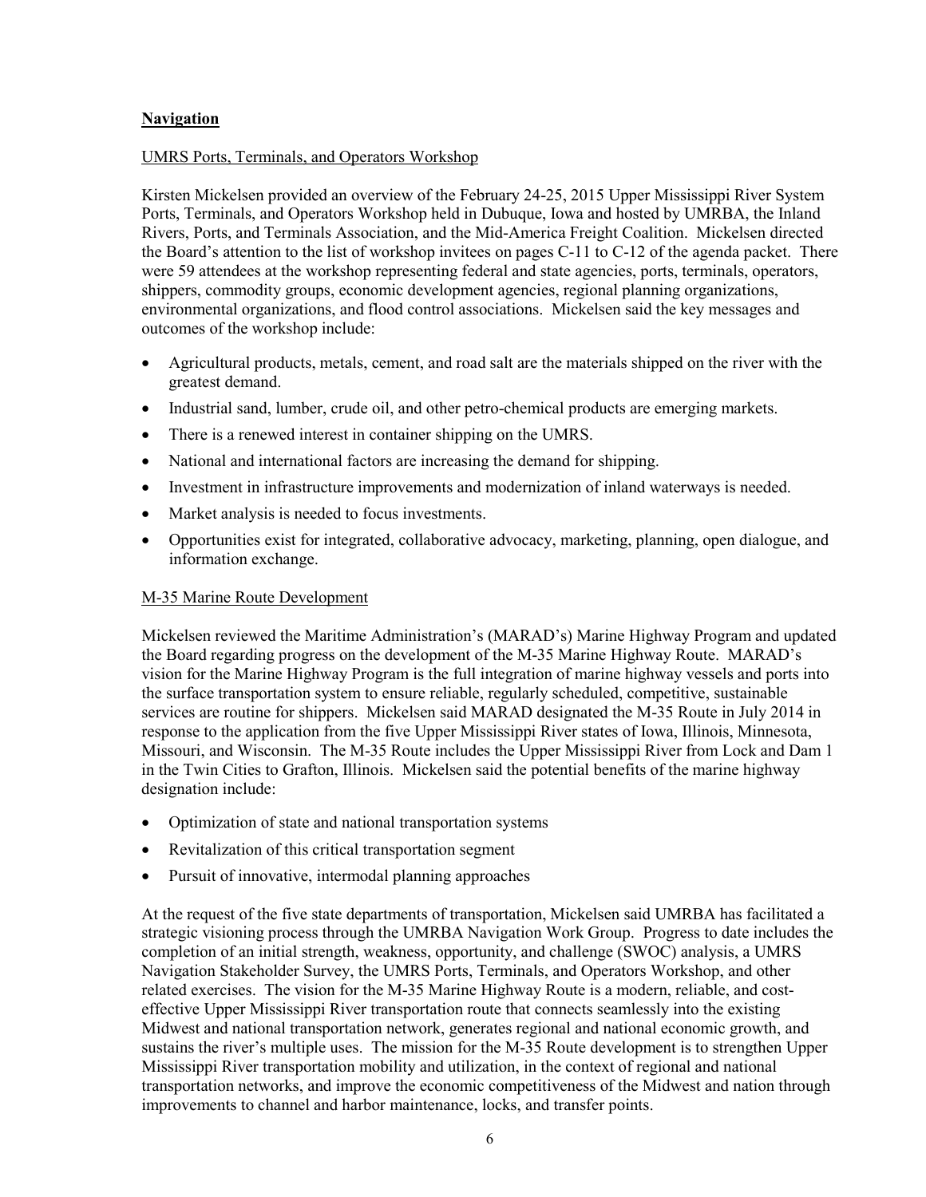## **Navigation**

UMRS Ports, Terminals, and Operators Workshop

Kirsten Mickelsen provided an overview of the February 24-25, 2015 Upper Mississippi River System Ports, Terminals, and Operators Workshop held in Dubuque, Iowa and hosted by UMRBA, the Inland Rivers, Ports, and Terminals Association, and the Mid-America Freight Coalition. Mickelsen directed the Board's attention to the list of workshop invitees on pages C-11 to C-12 of the agenda packet. There were 59 attendees at the workshop representing federal and state agencies, ports, terminals, operators, shippers, commodity groups, economic development agencies, regional planning organizations, environmental organizations, and flood control associations. Mickelsen said the key messages and outcomes of the workshop include:

- Agricultural products, metals, cement, and road salt are the materials shipped on the river with the greatest demand.
- Industrial sand, lumber, crude oil, and other petro-chemical products are emerging markets.
- There is a renewed interest in container shipping on the UMRS.
- National and international factors are increasing the demand for shipping.
- Investment in infrastructure improvements and modernization of inland waterways is needed.
- Market analysis is needed to focus investments.
- Opportunities exist for integrated, collaborative advocacy, marketing, planning, open dialogue, and information exchange.

M-35 Marine Route Development

Mickelsen reviewed the Maritime Administration's (MARAD's) Marine Highway Program and updated the Board regarding progress on the development of the M-35 Marine Highway Route. MARAD's vision for the Marine Highway Program is the full integration of marine highway vessels and ports into the surface transportation system to ensure reliable, regularly scheduled, competitive, sustainable services are routine for shippers. Mickelsen said MARAD designated the M-35 Route in July 2014 in response to the application from the five Upper Mississippi River states of Iowa, Illinois, Minnesota, Missouri, and Wisconsin. The M-35 Route includes the Upper Mississippi River from Lock and Dam 1 in the Twin Cities to Grafton, Illinois. Mickelsen said the potential benefits of the marine highway designation include:

- Optimization of state and national transportation systems
- Revitalization of this critical transportation segment
- Pursuit of innovative, intermodal planning approaches

At the request of the five state departments of transportation, Mickelsen said UMRBA has facilitated a strategic visioning process through the UMRBA Navigation Work Group. Progress to date includes the completion of an initial strength, weakness, opportunity, and challenge (SWOC) analysis, a UMRS Navigation Stakeholder Survey, the UMRS Ports, Terminals, and Operators Workshop, and other related exercises. The vision for the M-35 Marine Highway Route is a modern, reliable, and cost-effective Upper Mississippi River transportation route that connects seamlessly into the existing Midwest and national transportation network, generates regional and national economic growth, and sustains the river's multiple uses. The mission for the M-35 Route development is to strengthen Upper Mississippi River transportation mobility and utilization, in the context of regional and national transportation networks, and improve the economic competitiveness of the Midwest and nation through improvements to channel and harbor maintenance, locks, and transfer points.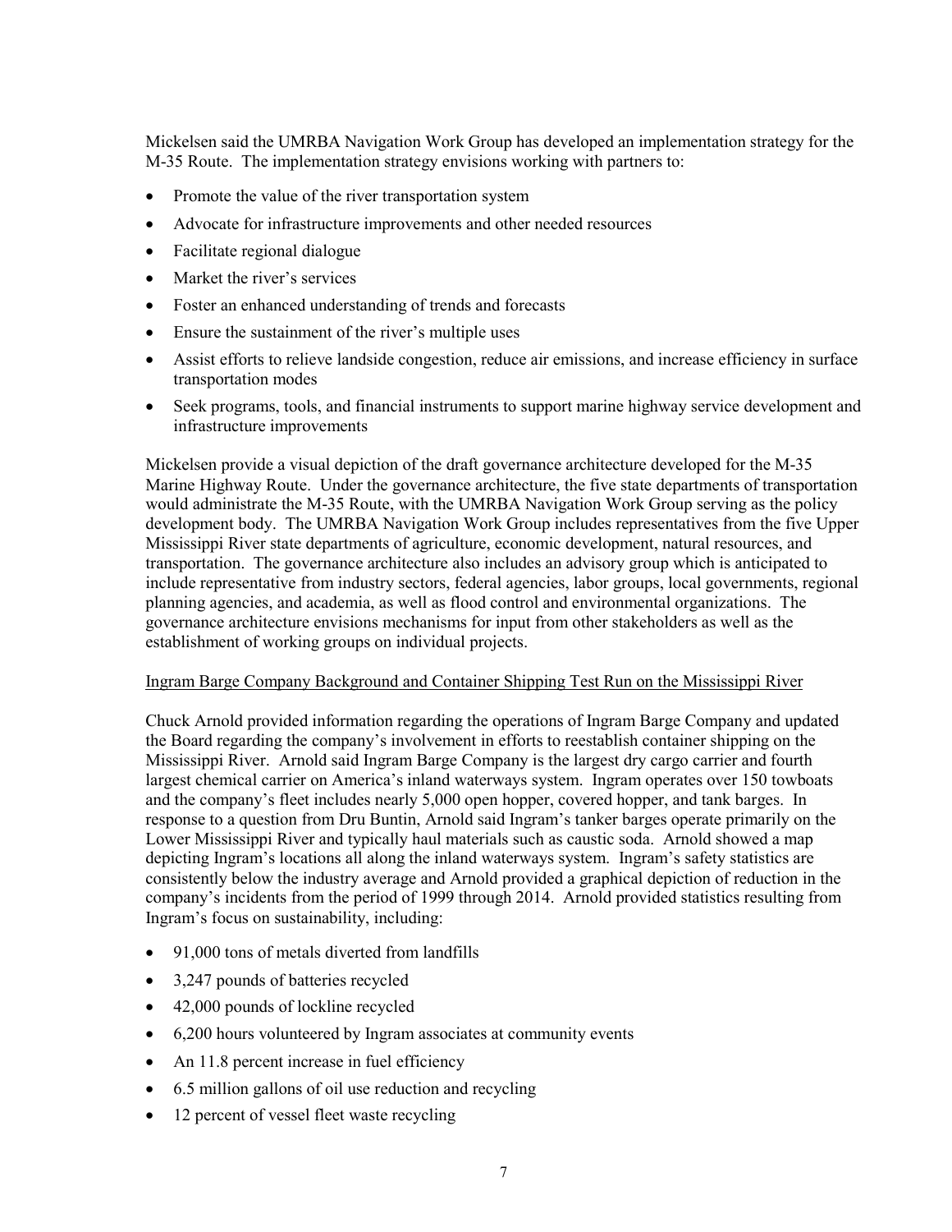Mickelsen said the UMRBA Navigation Work Group has developed an implementation strategy for the M-35 Route. The implementation strategy envisions working with partners to:

- Promote the value of the river transportation system
- Advocate for infrastructure improvements and other needed resources
- Facilitate regional dialogue
- Market the river's services
- Foster an enhanced understanding of trends and forecasts
- Ensure the sustainment of the river's multiple uses
- Assist efforts to relieve landside congestion, reduce air emissions, and increase efficiency in surface transportation modes
- Seek programs, tools, and financial instruments to support marine highway service development and infrastructure improvements

Mickelsen provide a visual depiction of the draft governance architecture developed for the M-35 Marine Highway Route. Under the governance architecture, the five state departments of transportation would administrate the M-35 Route, with the UMRBA Navigation Work Group serving as the policy development body. The UMRBA Navigation Work Group includes representatives from the five Upper Mississippi River state departments of agriculture, economic development, natural resources, and transportation. The governance architecture also includes an advisory group which is anticipated to include representative from industry sectors, federal agencies, labor groups, local governments, regional planning agencies, and academia, as well as flood control and environmental organizations. The governance architecture envisions mechanisms for input from other stakeholders as well as the establishment of working groups on individual projects.

<u>Ingram Barge Company Background and Container Shipping Test Run on the Mississippi River</u>

Chuck Arnold provided information regarding the operations of Ingram Barge Company and updated the Board regarding the company's involvement in efforts to reestablish container shipping on the Mississippi River. Arnold said Ingram Barge Company is the largest dry cargo carrier and fourth largest chemical carrier on America's inland waterways system. Ingram operates over 150 towboats and the company's fleet includes nearly 5,000 open hopper, covered hopper, and tank barges. In response to a question from Dru Buntin, Arnold said Ingram's tanker barges operate primarily on the Lower Mississippi River and typically haul materials such as caustic soda. Arnold showed a map depicting Ingram's locations all along the inland waterways system. Ingram's safety statistics are consistently below the industry average and Arnold provided a graphical depiction of reduction in the company's incidents from the period of 1999 through 2014. Arnold provided statistics resulting from Ingram's focus on sustainability, including:

- 91,000 tons of metals diverted from landfills
- 3,247 pounds of batteries recycled
- 42,000 pounds of lockline recycled
- 6,200 hours volunteered by Ingram associates at community events
- An 11.8 percent increase in fuel efficiency
- 6.5 million gallons of oil use reduction and recycling
- 12 percent of vessel fleet waste recycling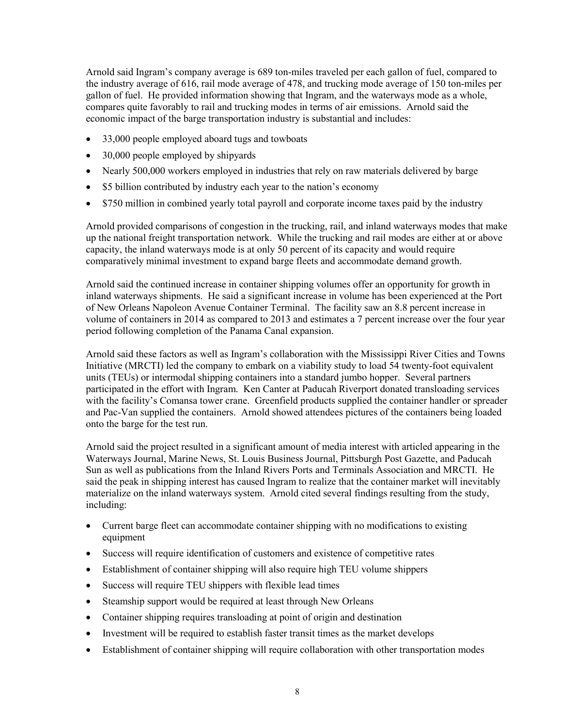Arnold said Ingram's company average is 689 ton-miles traveled per each gallon of fuel, compared to the industry average of 616, rail mode average of 478, and trucking mode average of 150 ton-miles per gallon of fuel. He provided information showing that Ingram, and the waterways mode as a whole, compares quite favorably to rail and trucking modes in terms of air emissions. Arnold said the economic impact of the barge transportation industry is substantial and includes:

- 33,000 people employed aboard tugs and towboats
- 30,000 people employed by shipyards
- Nearly 500,000 workers employed in industries that rely on raw materials delivered by barge
- $5 billion contributed by industry each year to the nation's economy
- $750 million in combined yearly total payroll and corporate income taxes paid by the industry

Arnold provided comparisons of congestion in the trucking, rail, and inland waterways modes that make up the national freight transportation network. While the trucking and rail modes are either at or above capacity, the inland waterways mode is at only 50 percent of its capacity and would require comparatively minimal investment to expand barge fleets and accommodate demand growth.

Arnold said the continued increase in container shipping volumes offer an opportunity for growth in inland waterways shipments. He said a significant increase in volume has been experienced at the Port of New Orleans Napoleon Avenue Container Terminal. The facility saw an 8.8 percent increase in volume of containers in 2014 as compared to 2013 and estimates a 7 percent increase over the four year period following completion of the Panama Canal expansion.

Arnold said these factors as well as Ingram's collaboration with the Mississippi River Cities and Towns Initiative (MRCTI) led the company to embark on a viability study to load 54 twenty-foot equivalent units (TEUs) or intermodal shipping containers into a standard jumbo hopper. Several partners participated in the effort with Ingram. Ken Canter at Paducah Riverport donated transloading services with the facility's Comansa tower crane. Greenfield products supplied the container handler or spreader and Pac-Van supplied the containers. Arnold showed attendees pictures of the containers being loaded onto the barge for the test run.

Arnold said the project resulted in a significant amount of media interest with articled appearing in the Waterways Journal, Marine News, St. Louis Business Journal, Pittsburgh Post Gazette, and Paducah Sun as well as publications from the Inland Rivers Ports and Terminals Association and MRCTI. He said the peak in shipping interest has caused Ingram to realize that the container market will inevitably materialize on the inland waterways system. Arnold cited several findings resulting from the study, including:

- Current barge fleet can accommodate container shipping with no modifications to existing equipment
- Success will require identification of customers and existence of competitive rates
- Establishment of container shipping will also require high TEU volume shippers
- Success will require TEU shippers with flexible lead times
- Steamship support would be required at least through New Orleans
- Container shipping requires transloading at point of origin and destination
- Investment will be required to establish faster transit times as the market develops
- Establishment of container shipping will require collaboration with other transportation modes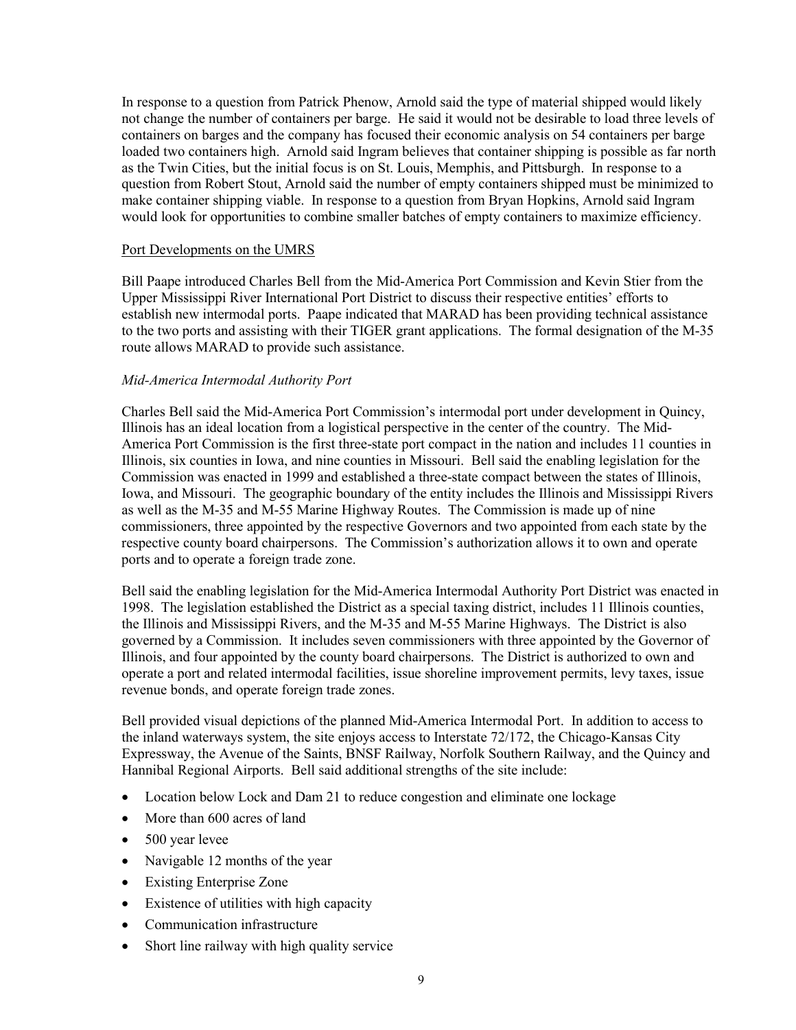In response to a question from Patrick Phenow, Arnold said the type of material shipped would likely not change the number of containers per barge. He said it would not be desirable to load three levels of containers on barges and the company has focused their economic analysis on 54 containers per barge loaded two containers high. Arnold said Ingram believes that container shipping is possible as far north as the Twin Cities, but the initial focus is on St. Louis, Memphis, and Pittsburgh. In response to a question from Robert Stout, Arnold said the number of empty containers shipped must be minimized to make container shipping viable. In response to a question from Bryan Hopkins, Arnold said Ingram would look for opportunities to combine smaller batches of empty containers to maximize efficiency.

## Port Developments on the UMRS

Bill Paape introduced Charles Bell from the Mid-America Port Commission and Kevin Stier from the Upper Mississippi River International Port District to discuss their respective entities' efforts to establish new intermodal ports. Paape indicated that MARAD has been providing technical assistance to the two ports and assisting with their TIGER grant applications. The formal designation of the M-35 route allows MARAD to provide such assistance.

### *Mid-America Intermodal Authority Port*

Charles Bell said the Mid-America Port Commission's intermodal port under development in Quincy, Illinois has an ideal location from a logistical perspective in the center of the country. The Mid-America Port Commission is the first three-state port compact in the nation and includes 11 counties in Illinois, six counties in Iowa, and nine counties in Missouri. Bell said the enabling legislation for the Commission was enacted in 1999 and established a three-state compact between the states of Illinois, Iowa, and Missouri. The geographic boundary of the entity includes the Illinois and Mississippi Rivers as well as the M-35 and M-55 Marine Highway Routes. The Commission is made up of nine commissioners, three appointed by the respective Governors and two appointed from each state by the respective county board chairpersons. The Commission's authorization allows it to own and operate ports and to operate a foreign trade zone.

Bell said the enabling legislation for the Mid-America Intermodal Authority Port District was enacted in 1998. The legislation established the District as a special taxing district, includes 11 Illinois counties, the Illinois and Mississippi Rivers, and the M-35 and M-55 Marine Highways. The District is also governed by a Commission. It includes seven commissioners with three appointed by the Governor of Illinois, and four appointed by the county board chairpersons. The District is authorized to own and operate a port and related intermodal facilities, issue shoreline improvement permits, levy taxes, issue revenue bonds, and operate foreign trade zones.

Bell provided visual depictions of the planned Mid-America Intermodal Port. In addition to access to the inland waterways system, the site enjoys access to Interstate 72/172, the Chicago-Kansas City Expressway, the Avenue of the Saints, BNSF Railway, Norfolk Southern Railway, and the Quincy and Hannibal Regional Airports. Bell said additional strengths of the site include:

- Location below Lock and Dam 21 to reduce congestion and eliminate one lockage
- More than 600 acres of land
- 500 year levee
- Navigable 12 months of the year
- Existing Enterprise Zone
- Existence of utilities with high capacity
- Communication infrastructure
- Short line railway with high quality service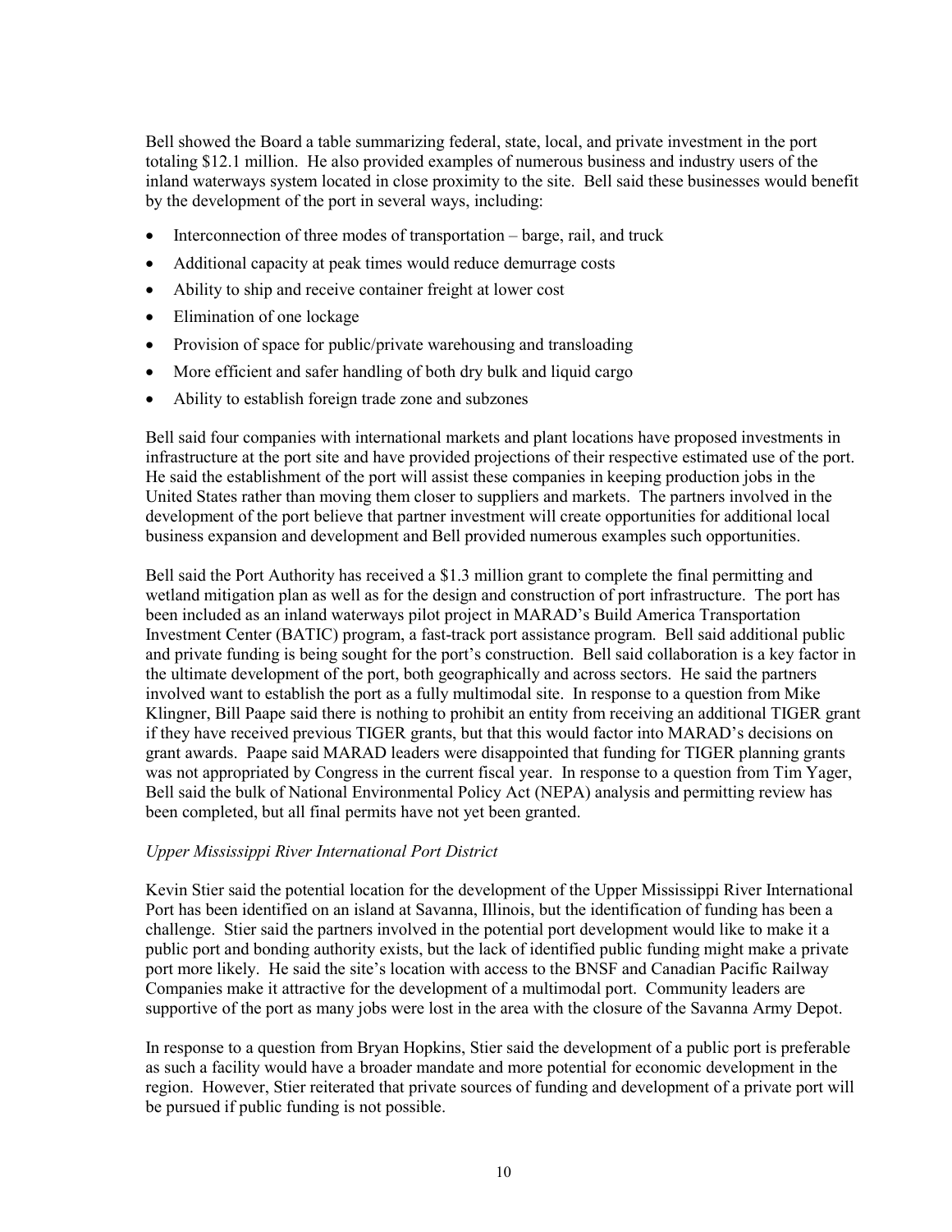Bell showed the Board a table summarizing federal, state, local, and private investment in the port totaling $12.1 million. He also provided examples of numerous business and industry users of the inland waterways system located in close proximity to the site. Bell said these businesses would benefit by the development of the port in several ways, including:

- Interconnection of three modes of transportation – barge, rail, and truck
- Additional capacity at peak times would reduce demurrage costs
- Ability to ship and receive container freight at lower cost
- Elimination of one lockage
- Provision of space for public/private warehousing and transloading
- More efficient and safer handling of both dry bulk and liquid cargo
- Ability to establish foreign trade zone and subzones

Bell said four companies with international markets and plant locations have proposed investments in infrastructure at the port site and have provided projections of their respective estimated use of the port. He said the establishment of the port will assist these companies in keeping production jobs in the United States rather than moving them closer to suppliers and markets. The partners involved in the development of the port believe that partner investment will create opportunities for additional local business expansion and development and Bell provided numerous examples such opportunities.

Bell said the Port Authority has received a $1.3 million grant to complete the final permitting and wetland mitigation plan as well as for the design and construction of port infrastructure. The port has been included as an inland waterways pilot project in MARAD's Build America Transportation Investment Center (BATIC) program, a fast-track port assistance program. Bell said additional public and private funding is being sought for the port's construction. Bell said collaboration is a key factor in the ultimate development of the port, both geographically and across sectors. He said the partners involved want to establish the port as a fully multimodal site. In response to a question from Mike Klingner, Bill Paape said there is nothing to prohibit an entity from receiving an additional TIGER grant if they have received previous TIGER grants, but that this would factor into MARAD's decisions on grant awards. Paape said MARAD leaders were disappointed that funding for TIGER planning grants was not appropriated by Congress in the current fiscal year. In response to a question from Tim Yager, Bell said the bulk of National Environmental Policy Act (NEPA) analysis and permitting review has been completed, but all final permits have not yet been granted.

*Upper Mississippi River International Port District*

Kevin Stier said the potential location for the development of the Upper Mississippi River International Port has been identified on an island at Savanna, Illinois, but the identification of funding has been a challenge. Stier said the partners involved in the potential port development would like to make it a public port and bonding authority exists, but the lack of identified public funding might make a private port more likely. He said the site's location with access to the BNSF and Canadian Pacific Railway Companies make it attractive for the development of a multimodal port. Community leaders are supportive of the port as many jobs were lost in the area with the closure of the Savanna Army Depot.

In response to a question from Bryan Hopkins, Stier said the development of a public port is preferable as such a facility would have a broader mandate and more potential for economic development in the region. However, Stier reiterated that private sources of funding and development of a private port will be pursued if public funding is not possible.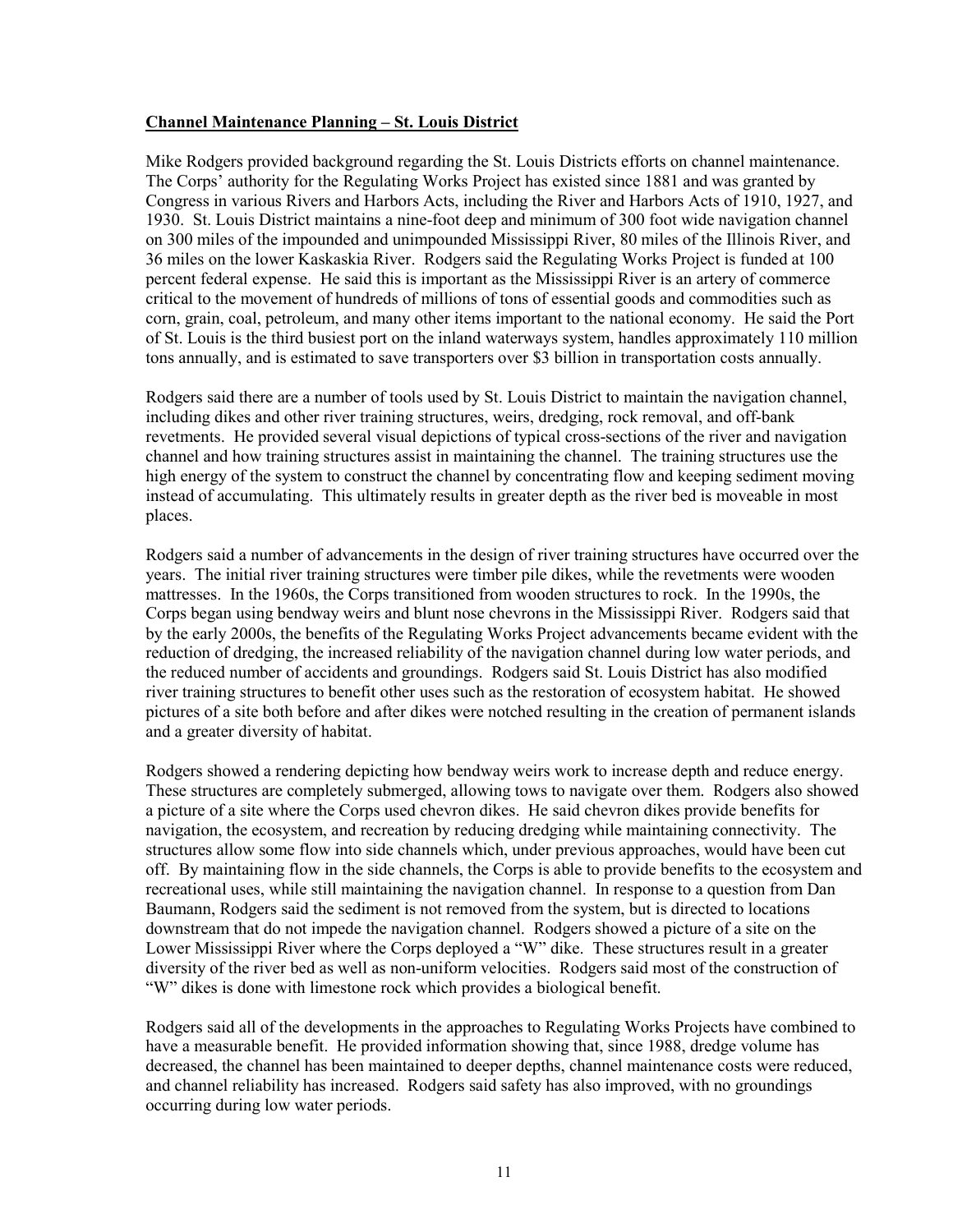**Channel Maintenance Planning – St. Louis District**

Mike Rodgers provided background regarding the St. Louis Districts efforts on channel maintenance. The Corps' authority for the Regulating Works Project has existed since 1881 and was granted by Congress in various Rivers and Harbors Acts, including the River and Harbors Acts of 1910, 1927, and 1930. St. Louis District maintains a nine-foot deep and minimum of 300 foot wide navigation channel on 300 miles of the impounded and unimpounded Mississippi River, 80 miles of the Illinois River, and 36 miles on the lower Kaskaskia River. Rodgers said the Regulating Works Project is funded at 100 percent federal expense. He said this is important as the Mississippi River is an artery of commerce critical to the movement of hundreds of millions of tons of essential goods and commodities such as corn, grain, coal, petroleum, and many other items important to the national economy. He said the Port of St. Louis is the third busiest port on the inland waterways system, handles approximately 110 million tons annually, and is estimated to save transporters over $3 billion in transportation costs annually.

Rodgers said there are a number of tools used by St. Louis District to maintain the navigation channel, including dikes and other river training structures, weirs, dredging, rock removal, and off-bank revetments. He provided several visual depictions of typical cross-sections of the river and navigation channel and how training structures assist in maintaining the channel. The training structures use the high energy of the system to construct the channel by concentrating flow and keeping sediment moving instead of accumulating. This ultimately results in greater depth as the river bed is moveable in most places.

Rodgers said a number of advancements in the design of river training structures have occurred over the years. The initial river training structures were timber pile dikes, while the revetments were wooden mattresses. In the 1960s, the Corps transitioned from wooden structures to rock. In the 1990s, the Corps began using bendway weirs and blunt nose chevrons in the Mississippi River. Rodgers said that by the early 2000s, the benefits of the Regulating Works Project advancements became evident with the reduction of dredging, the increased reliability of the navigation channel during low water periods, and the reduced number of accidents and groundings. Rodgers said St. Louis District has also modified river training structures to benefit other uses such as the restoration of ecosystem habitat. He showed pictures of a site both before and after dikes were notched resulting in the creation of permanent islands and a greater diversity of habitat.

Rodgers showed a rendering depicting how bendway weirs work to increase depth and reduce energy. These structures are completely submerged, allowing tows to navigate over them. Rodgers also showed a picture of a site where the Corps used chevron dikes. He said chevron dikes provide benefits for navigation, the ecosystem, and recreation by reducing dredging while maintaining connectivity. The structures allow some flow into side channels which, under previous approaches, would have been cut off. By maintaining flow in the side channels, the Corps is able to provide benefits to the ecosystem and recreational uses, while still maintaining the navigation channel. In response to a question from Dan Baumann, Rodgers said the sediment is not removed from the system, but is directed to locations downstream that do not impede the navigation channel. Rodgers showed a picture of a site on the Lower Mississippi River where the Corps deployed a "W" dike. These structures result in a greater diversity of the river bed as well as non-uniform velocities. Rodgers said most of the construction of "W" dikes is done with limestone rock which provides a biological benefit.

Rodgers said all of the developments in the approaches to Regulating Works Projects have combined to have a measurable benefit. He provided information showing that, since 1988, dredge volume has decreased, the channel has been maintained to deeper depths, channel maintenance costs were reduced, and channel reliability has increased. Rodgers said safety has also improved, with no groundings occurring during low water periods.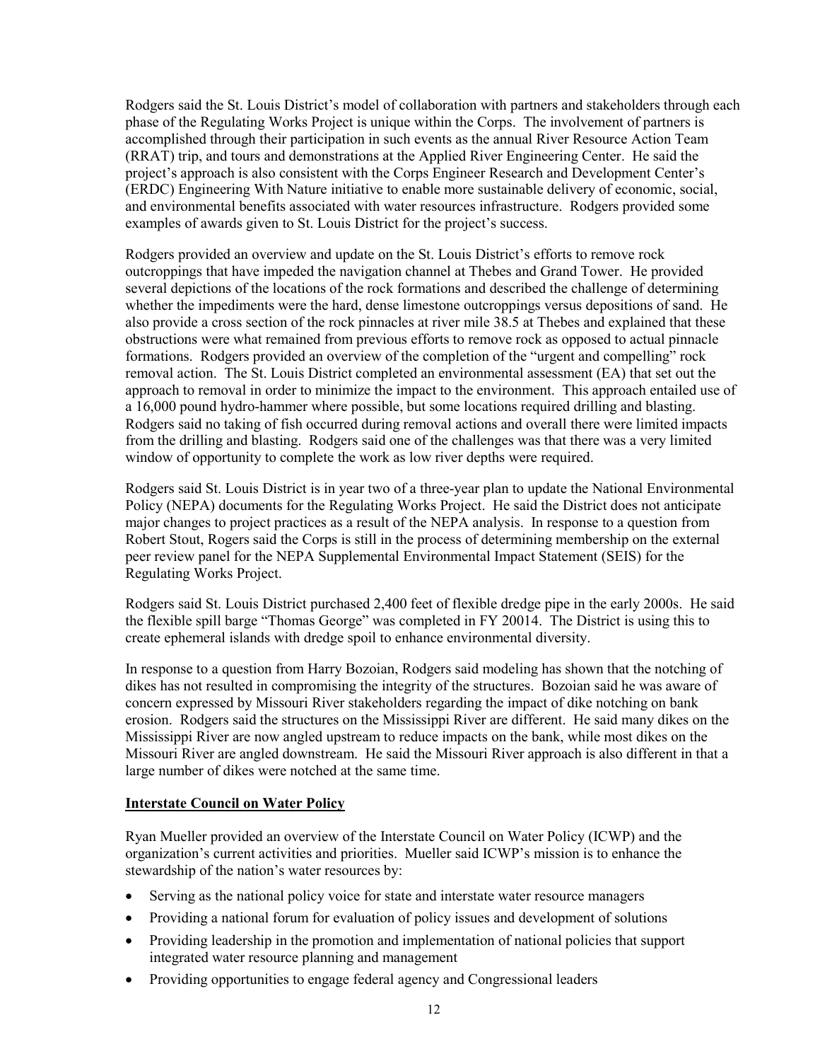Rodgers said the St. Louis District's model of collaboration with partners and stakeholders through each phase of the Regulating Works Project is unique within the Corps. The involvement of partners is accomplished through their participation in such events as the annual River Resource Action Team (RRAT) trip, and tours and demonstrations at the Applied River Engineering Center. He said the project's approach is also consistent with the Corps Engineer Research and Development Center's (ERDC) Engineering With Nature initiative to enable more sustainable delivery of economic, social, and environmental benefits associated with water resources infrastructure. Rodgers provided some examples of awards given to St. Louis District for the project's success.

Rodgers provided an overview and update on the St. Louis District's efforts to remove rock outcroppings that have impeded the navigation channel at Thebes and Grand Tower. He provided several depictions of the locations of the rock formations and described the challenge of determining whether the impediments were the hard, dense limestone outcroppings versus depositions of sand. He also provide a cross section of the rock pinnacles at river mile 38.5 at Thebes and explained that these obstructions were what remained from previous efforts to remove rock as opposed to actual pinnacle formations. Rodgers provided an overview of the completion of the "urgent and compelling" rock removal action. The St. Louis District completed an environmental assessment (EA) that set out the approach to removal in order to minimize the impact to the environment. This approach entailed use of a 16,000 pound hydro-hammer where possible, but some locations required drilling and blasting. Rodgers said no taking of fish occurred during removal actions and overall there were limited impacts from the drilling and blasting. Rodgers said one of the challenges was that there was a very limited window of opportunity to complete the work as low river depths were required.

Rodgers said St. Louis District is in year two of a three-year plan to update the National Environmental Policy (NEPA) documents for the Regulating Works Project. He said the District does not anticipate major changes to project practices as a result of the NEPA analysis. In response to a question from Robert Stout, Rodgers said the Corps is still in the process of determining membership on the external peer review panel for the NEPA Supplemental Environmental Impact Statement (SEIS) for the Regulating Works Project.

Rodgers said St. Louis District purchased 2,400 feet of flexible dredge pipe in the early 2000s. He said the flexible spill barge "Thomas George" was completed in FY 20014. The District is using this to create ephemeral islands with dredge spoil to enhance environmental diversity.

In response to a question from Harry Bozoian, Rodgers said modeling has shown that the notching of dikes has not resulted in compromising the integrity of the structures. Bozoian said he was aware of concern expressed by Missouri River stakeholders regarding the impact of dike notching on bank erosion. Rodgers said the structures on the Mississippi River are different. He said many dikes on the Mississippi River are now angled upstream to reduce impacts on the bank, while most dikes on the Missouri River are angled downstream. He said the Missouri River approach is also different in that a large number of dikes were notched at the same time.

## Interstate Council on Water Policy

Ryan Mueller provided an overview of the Interstate Council on Water Policy (ICWP) and the organization's current activities and priorities. Mueller said ICWP's mission is to enhance the stewardship of the nation's water resources by:

- Serving as the national policy voice for state and interstate water resource managers
- Providing a national forum for evaluation of policy issues and development of solutions
- Providing leadership in the promotion and implementation of national policies that support integrated water resource planning and management
- Providing opportunities to engage federal agency and Congressional leaders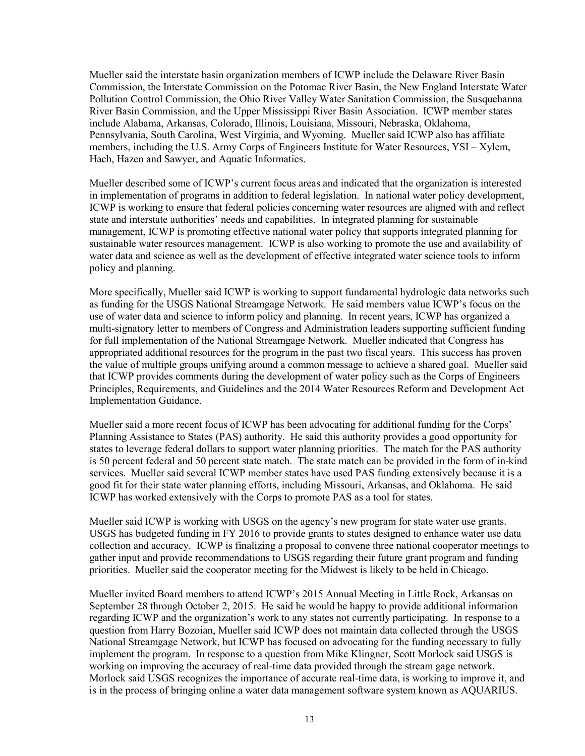Mueller said the interstate basin organization members of ICWP include the Delaware River Basin Commission, the Interstate Commission on the Potomac River Basin, the New England Interstate Water Pollution Control Commission, the Ohio River Valley Water Sanitation Commission, the Susquehanna River Basin Commission, and the Upper Mississippi River Basin Association. ICWP member states include Alabama, Arkansas, Colorado, Illinois, Louisiana, Missouri, Nebraska, Oklahoma, Pennsylvania, South Carolina, West Virginia, and Wyoming. Mueller said ICWP also has affiliate members, including the U.S. Army Corps of Engineers Institute for Water Resources, YSI – Xylem, Hach, Hazen and Sawyer, and Aquatic Informatics.

Mueller described some of ICWP's current focus areas and indicated that the organization is interested in implementation of programs in addition to federal legislation. In national water policy development, ICWP is working to ensure that federal policies concerning water resources are aligned with and reflect state and interstate authorities' needs and capabilities. In integrated planning for sustainable management, ICWP is promoting effective national water policy that supports integrated planning for sustainable water resources management. ICWP is also working to promote the use and availability of water data and science as well as the development of effective integrated water science tools to inform policy and planning.

More specifically, Mueller said ICWP is working to support fundamental hydrologic data networks such as funding for the USGS National Streamgage Network. He said members value ICWP's focus on the use of water data and science to inform policy and planning. In recent years, ICWP has organized a multi-signatory letter to members of Congress and Administration leaders supporting sufficient funding for full implementation of the National Streamgage Network. Mueller indicated that Congress has appropriated additional resources for the program in the past two fiscal years. This success has proven the value of multiple groups unifying around a common message to achieve a shared goal. Mueller said that ICWP provides comments during the development of water policy such as the Corps of Engineers Principles, Requirements, and Guidelines and the 2014 Water Resources Reform and Development Act Implementation Guidance.

Mueller said a more recent focus of ICWP has been advocating for additional funding for the Corps' Planning Assistance to States (PAS) authority. He said this authority provides a good opportunity for states to leverage federal dollars to support water planning priorities. The match for the PAS authority is 50 percent federal and 50 percent state match. The state match can be provided in the form of in-kind services. Mueller said several ICWP member states have used PAS funding extensively because it is a good fit for their state water planning efforts, including Missouri, Arkansas, and Oklahoma. He said ICWP has worked extensively with the Corps to promote PAS as a tool for states.

Mueller said ICWP is working with USGS on the agency's new program for state water use grants. USGS has budgeted funding in FY 2016 to provide grants to states designed to enhance water use data collection and accuracy. ICWP is finalizing a proposal to convene three national cooperator meetings to gather input and provide recommendations to USGS regarding their future grant program and funding priorities. Mueller said the cooperator meeting for the Midwest is likely to be held in Chicago.

Mueller invited Board members to attend ICWP's 2015 Annual Meeting in Little Rock, Arkansas on September 28 through October 2, 2015. He said he would be happy to provide additional information regarding ICWP and the organization's work to any states not currently participating. In response to a question from Harry Bozoian, Mueller said ICWP does not maintain data collected through the USGS National Streamgage Network, but ICWP has focused on advocating for the funding necessary to fully implement the program. In response to a question from Mike Klingner, Scott Morlock said USGS is working on improving the accuracy of real-time data provided through the stream gage network. Morlock said USGS recognizes the importance of accurate real-time data, is working to improve it, and is in the process of bringing online a water data management software system known as AQUARIUS.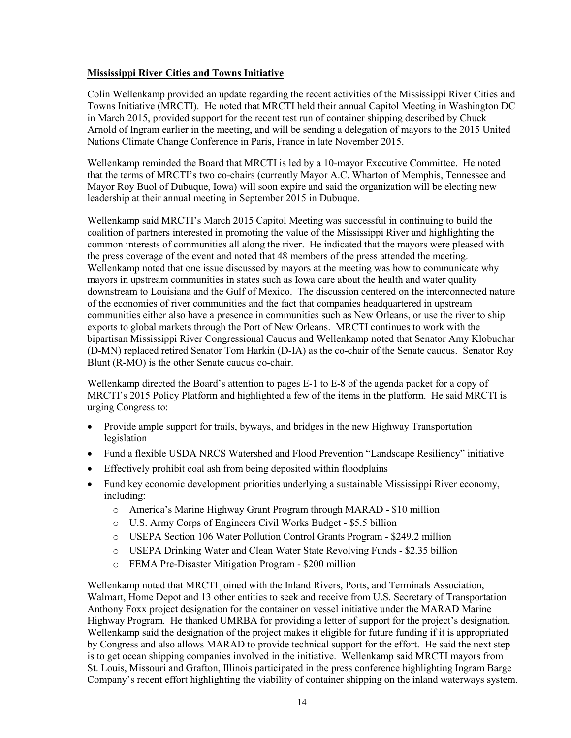**Mississippi River Cities and Towns Initiative**

Colin Wellenkamp provided an update regarding the recent activities of the Mississippi River Cities and Towns Initiative (MRCTI). He noted that MRCTI held their annual Capitol Meeting in Washington DC in March 2015, provided support for the recent test run of container shipping described by Chuck Arnold of Ingram earlier in the meeting, and will be sending a delegation of mayors to the 2015 United Nations Climate Change Conference in Paris, France in late November 2015.

Wellenkamp reminded the Board that MRCTI is led by a 10-mayor Executive Committee. He noted that the terms of MRCTI's two co-chairs (currently Mayor A.C. Wharton of Memphis, Tennessee and Mayor Roy Buol of Dubuque, Iowa) will soon expire and said the organization will be electing new leadership at their annual meeting in September 2015 in Dubuque.

Wellenkamp said MRCTI's March 2015 Capitol Meeting was successful in continuing to build the coalition of partners interested in promoting the value of the Mississippi River and highlighting the common interests of communities all along the river. He indicated that the mayors were pleased with the press coverage of the event and noted that 48 members of the press attended the meeting. Wellenkamp noted that one issue discussed by mayors at the meeting was how to communicate why mayors in upstream communities in states such as Iowa care about the health and water quality downstream to Louisiana and the Gulf of Mexico. The discussion centered on the interconnected nature of the economies of river communities and the fact that companies headquartered in upstream communities either also have a presence in communities such as New Orleans, or use the river to ship exports to global markets through the Port of New Orleans. MRCTI continues to work with the bipartisan Mississippi River Congressional Caucus and Wellenkamp noted that Senator Amy Klobuchar (D-MN) replaced retired Senator Tom Harkin (D-IA) as the co-chair of the Senate caucus. Senator Roy Blunt (R-MO) is the other Senate caucus co-chair.

Wellenkamp directed the Board's attention to pages E-1 to E-8 of the agenda packet for a copy of MRCTI's 2015 Policy Platform and highlighted a few of the items in the platform. He said MRCTI is urging Congress to:

- Provide ample support for trails, byways, and bridges in the new Highway Transportation legislation
- Fund a flexible USDA NRCS Watershed and Flood Prevention "Landscape Resiliency" initiative
- Effectively prohibit coal ash from being deposited within floodplains
- Fund key economic development priorities underlying a sustainable Mississippi River economy, including:
  - America's Marine Highway Grant Program through MARAD - $10 million
  - U.S. Army Corps of Engineers Civil Works Budget - $5.5 billion
  - USEPA Section 106 Water Pollution Control Grants Program - $249.2 million
  - USEPA Drinking Water and Clean Water State Revolving Funds - $2.35 billion
  - FEMA Pre-Disaster Mitigation Program - $200 million

Wellenkamp noted that MRCTI joined with the Inland Rivers, Ports, and Terminals Association, Walmart, Home Depot and 13 other entities to seek and receive from U.S. Secretary of Transportation Anthony Foxx project designation for the container on vessel initiative under the MARAD Marine Highway Program. He thanked UMRBA for providing a letter of support for the project's designation. Wellenkamp said the designation of the project makes it eligible for future funding if it is appropriated by Congress and also allows MARAD to provide technical support for the effort. He said the next step is to get ocean shipping companies involved in the initiative. Wellenkamp said MRCTI mayors from St. Louis, Missouri and Grafton, Illinois participated in the press conference highlighting Ingram Barge Company's recent effort highlighting the viability of container shipping on the inland waterways system.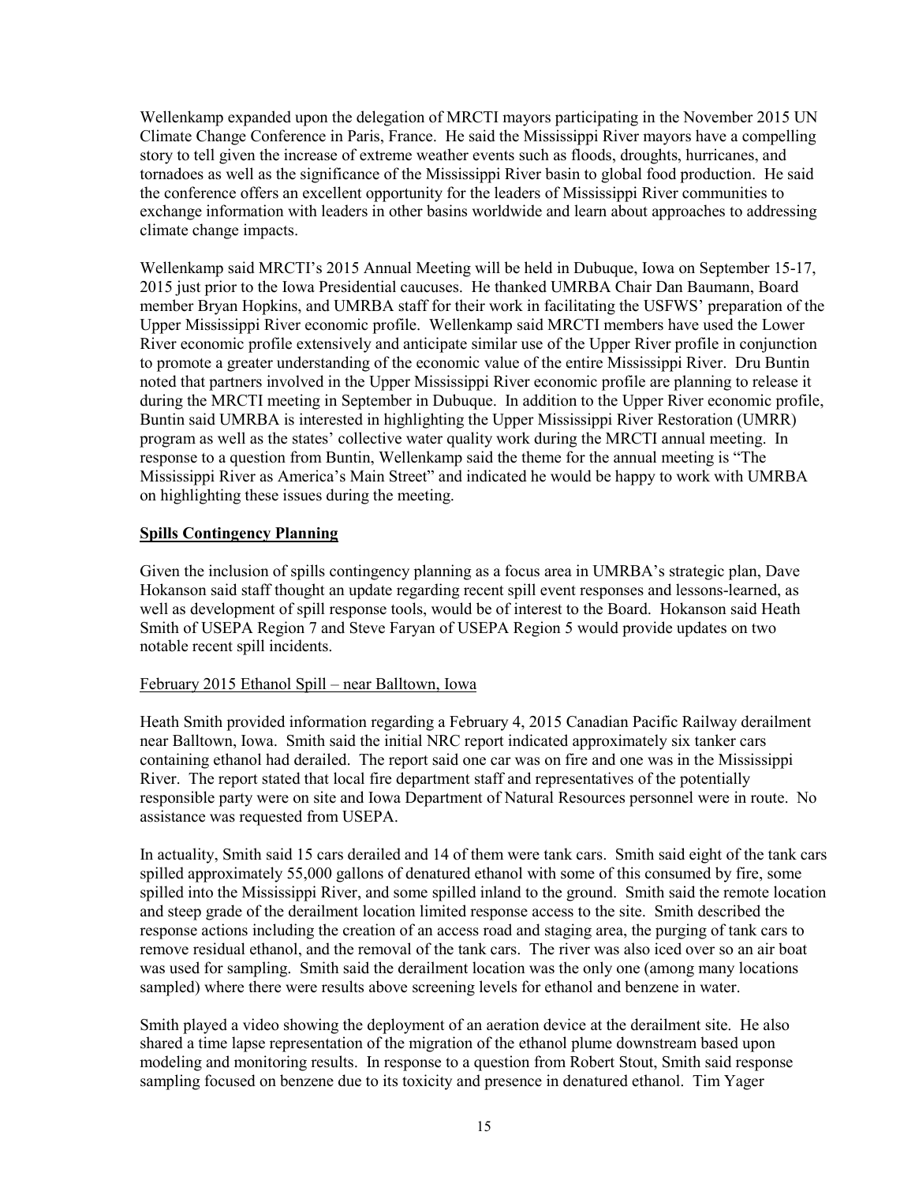Wellenkamp expanded upon the delegation of MRCTI mayors participating in the November 2015 UN Climate Change Conference in Paris, France. He said the Mississippi River mayors have a compelling story to tell given the increase of extreme weather events such as floods, droughts, hurricanes, and tornadoes as well as the significance of the Mississippi River basin to global food production. He said the conference offers an excellent opportunity for the leaders of Mississippi River communities to exchange information with leaders in other basins worldwide and learn about approaches to addressing climate change impacts.

Wellenkamp said MRCTI's 2015 Annual Meeting will be held in Dubuque, Iowa on September 15-17, 2015 just prior to the Iowa Presidential caucuses. He thanked UMRBA Chair Dan Baumann, Board member Bryan Hopkins, and UMRBA staff for their work in facilitating the USFWS' preparation of the Upper Mississippi River economic profile. Wellenkamp said MRCTI members have used the Lower River economic profile extensively and anticipate similar use of the Upper River profile in conjunction to promote a greater understanding of the economic value of the entire Mississippi River. Dru Buntin noted that partners involved in the Upper Mississippi River economic profile are planning to release it during the MRCTI meeting in September in Dubuque. In addition to the Upper River economic profile, Buntin said UMRBA is interested in highlighting the Upper Mississippi River Restoration (UMRR) program as well as the states' collective water quality work during the MRCTI annual meeting. In response to a question from Buntin, Wellenkamp said the theme for the annual meeting is "The Mississippi River as America's Main Street" and indicated he would be happy to work with UMRBA on highlighting these issues during the meeting.

## Spills Contingency Planning

Given the inclusion of spills contingency planning as a focus area in UMRBA's strategic plan, Dave Hokanson said staff thought an update regarding recent spill event responses and lessons-learned, as well as development of spill response tools, would be of interest to the Board. Hokanson said Heath Smith of USEPA Region 7 and Steve Faryan of USEPA Region 5 would provide updates on two notable recent spill incidents.

### February 2015 Ethanol Spill – near Balltown, Iowa

Heath Smith provided information regarding a February 4, 2015 Canadian Pacific Railway derailment near Balltown, Iowa. Smith said the initial NRC report indicated approximately six tanker cars containing ethanol had derailed. The report said one car was on fire and one was in the Mississippi River. The report stated that local fire department staff and representatives of the potentially responsible party were on site and Iowa Department of Natural Resources personnel were in route. No assistance was requested from USEPA.

In actuality, Smith said 15 cars derailed and 14 of them were tank cars. Smith said eight of the tank cars spilled approximately 55,000 gallons of denatured ethanol with some of this consumed by fire, some spilled into the Mississippi River, and some spilled inland to the ground. Smith said the remote location and steep grade of the derailment location limited response access to the site. Smith described the response actions including the creation of an access road and staging area, the purging of tank cars to remove residual ethanol, and the removal of the tank cars. The river was also iced over so an air boat was used for sampling. Smith said the derailment location was the only one (among many locations sampled) where there were results above screening levels for ethanol and benzene in water.

Smith played a video showing the deployment of an aeration device at the derailment site. He also shared a time lapse representation of the migration of the ethanol plume downstream based upon modeling and monitoring results. In response to a question from Robert Stout, Smith said response sampling focused on benzene due to its toxicity and presence in denatured ethanol. Tim Yager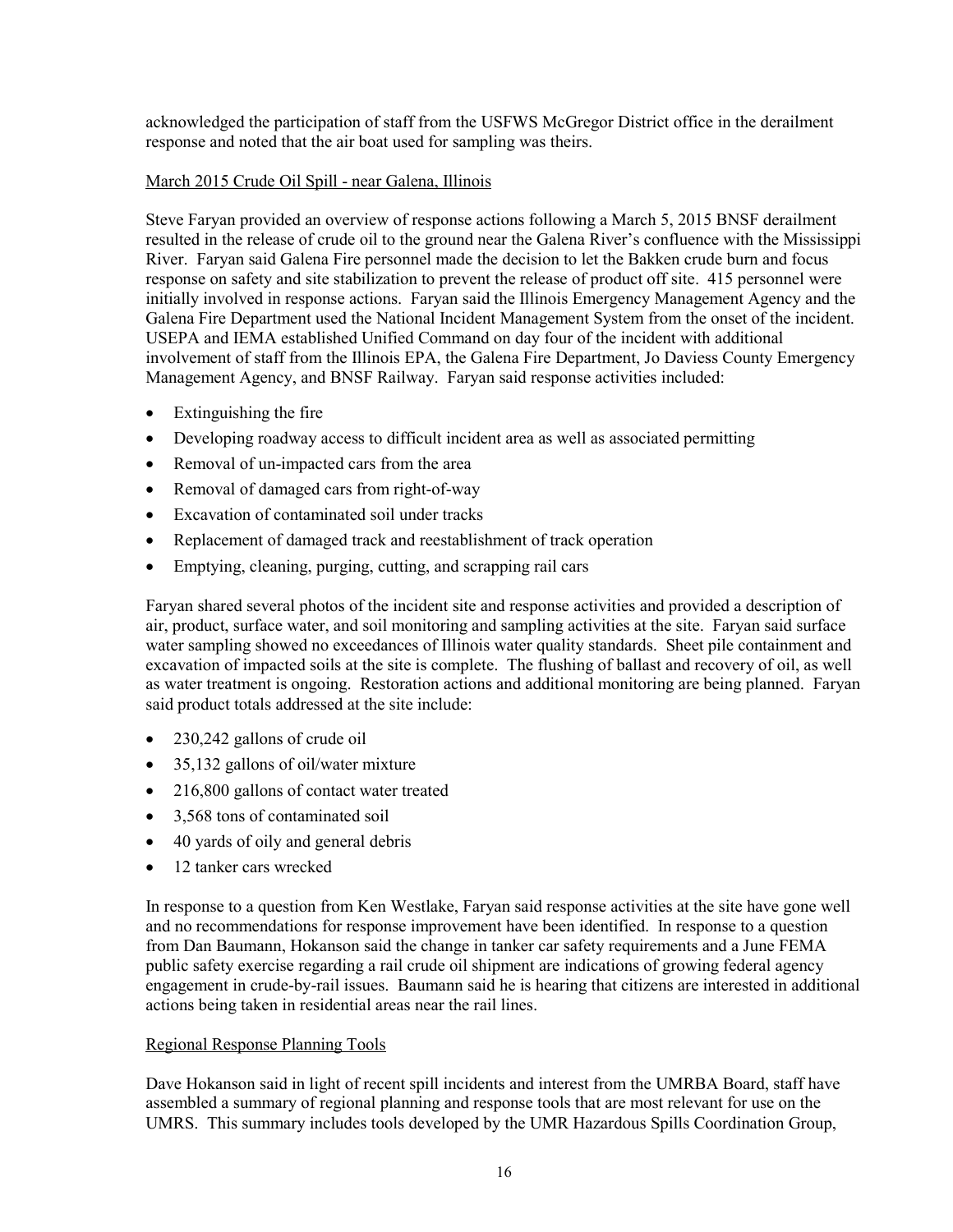acknowledged the participation of staff from the USFWS McGregor District office in the derailment response and noted that the air boat used for sampling was theirs.

### March 2015 Crude Oil Spill - near Galena, Illinois

Steve Faryan provided an overview of response actions following a March 5, 2015 BNSF derailment resulted in the release of crude oil to the ground near the Galena River's confluence with the Mississippi River. Faryan said Galena Fire personnel made the decision to let the Bakken crude burn and focus response on safety and site stabilization to prevent the release of product off site. 415 personnel were initially involved in response actions. Faryan said the Illinois Emergency Management Agency and the Galena Fire Department used the National Incident Management System from the onset of the incident. USEPA and IEMA established Unified Command on day four of the incident with additional involvement of staff from the Illinois EPA, the Galena Fire Department, Jo Daviess County Emergency Management Agency, and BNSF Railway. Faryan said response activities included:

- Extinguishing the fire
- Developing roadway access to difficult incident area as well as associated permitting
- Removal of un-impacted cars from the area
- Removal of damaged cars from right-of-way
- Excavation of contaminated soil under tracks
- Replacement of damaged track and reestablishment of track operation
- Emptying, cleaning, purging, cutting, and scrapping rail cars

Faryan shared several photos of the incident site and response activities and provided a description of air, product, surface water, and soil monitoring and sampling activities at the site. Faryan said surface water sampling showed no exceedances of Illinois water quality standards. Sheet pile containment and excavation of impacted soils at the site is complete. The flushing of ballast and recovery of oil, as well as water treatment is ongoing. Restoration actions and additional monitoring are being planned. Faryan said product totals addressed at the site include:

- 230,242 gallons of crude oil
- 35,132 gallons of oil/water mixture
- 216,800 gallons of contact water treated
- 3,568 tons of contaminated soil
- 40 yards of oily and general debris
- 12 tanker cars wrecked

In response to a question from Ken Westlake, Faryan said response activities at the site have gone well and no recommendations for response improvement have been identified. In response to a question from Dan Baumann, Hokanson said the change in tanker car safety requirements and a June FEMA public safety exercise regarding a rail crude oil shipment are indications of growing federal agency engagement in crude-by-rail issues. Baumann said he is hearing that citizens are interested in additional actions being taken in residential areas near the rail lines.

### Regional Response Planning Tools

Dave Hokanson said in light of recent spill incidents and interest from the UMRBA Board, staff have assembled a summary of regional planning and response tools that are most relevant for use on the UMRS. This summary includes tools developed by the UMR Hazardous Spills Coordination Group,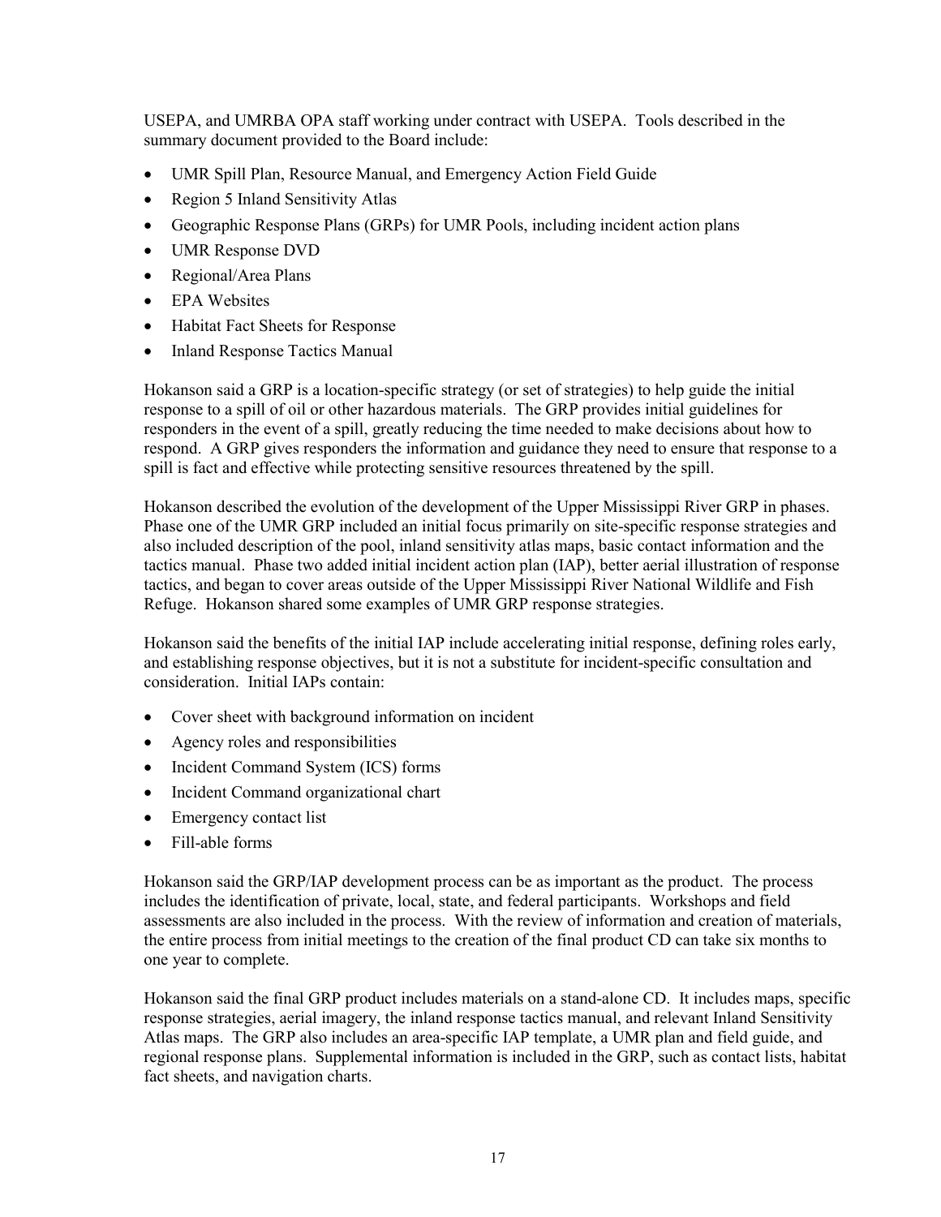USEPA, and UMRBA OPA staff working under contract with USEPA. Tools described in the summary document provided to the Board include:

- UMR Spill Plan, Resource Manual, and Emergency Action Field Guide
- Region 5 Inland Sensitivity Atlas
- Geographic Response Plans (GRPs) for UMR Pools, including incident action plans
- UMR Response DVD
- Regional/Area Plans
- EPA Websites
- Habitat Fact Sheets for Response
- Inland Response Tactics Manual

Hokanson said a GRP is a location-specific strategy (or set of strategies) to help guide the initial response to a spill of oil or other hazardous materials. The GRP provides initial guidelines for responders in the event of a spill, greatly reducing the time needed to make decisions about how to respond. A GRP gives responders the information and guidance they need to ensure that response to a spill is fact and effective while protecting sensitive resources threatened by the spill.

Hokanson described the evolution of the development of the Upper Mississippi River GRP in phases. Phase one of the UMR GRP included an initial focus primarily on site-specific response strategies and also included description of the pool, inland sensitivity atlas maps, basic contact information and the tactics manual. Phase two added initial incident action plan (IAP), better aerial illustration of response tactics, and began to cover areas outside of the Upper Mississippi River National Wildlife and Fish Refuge. Hokanson shared some examples of UMR GRP response strategies.

Hokanson said the benefits of the initial IAP include accelerating initial response, defining roles early, and establishing response objectives, but it is not a substitute for incident-specific consultation and consideration. Initial IAPs contain:

- Cover sheet with background information on incident
- Agency roles and responsibilities
- Incident Command System (ICS) forms
- Incident Command organizational chart
- Emergency contact list
- Fill-able forms

Hokanson said the GRP/IAP development process can be as important as the product. The process includes the identification of private, local, state, and federal participants. Workshops and field assessments are also included in the process. With the review of information and creation of materials, the entire process from initial meetings to the creation of the final product CD can take six months to one year to complete.

Hokanson said the final GRP product includes materials on a stand-alone CD. It includes maps, specific response strategies, aerial imagery, the inland response tactics manual, and relevant Inland Sensitivity Atlas maps. The GRP also includes an area-specific IAP template, a UMR plan and field guide, and regional response plans. Supplemental information is included in the GRP, such as contact lists, habitat fact sheets, and navigation charts.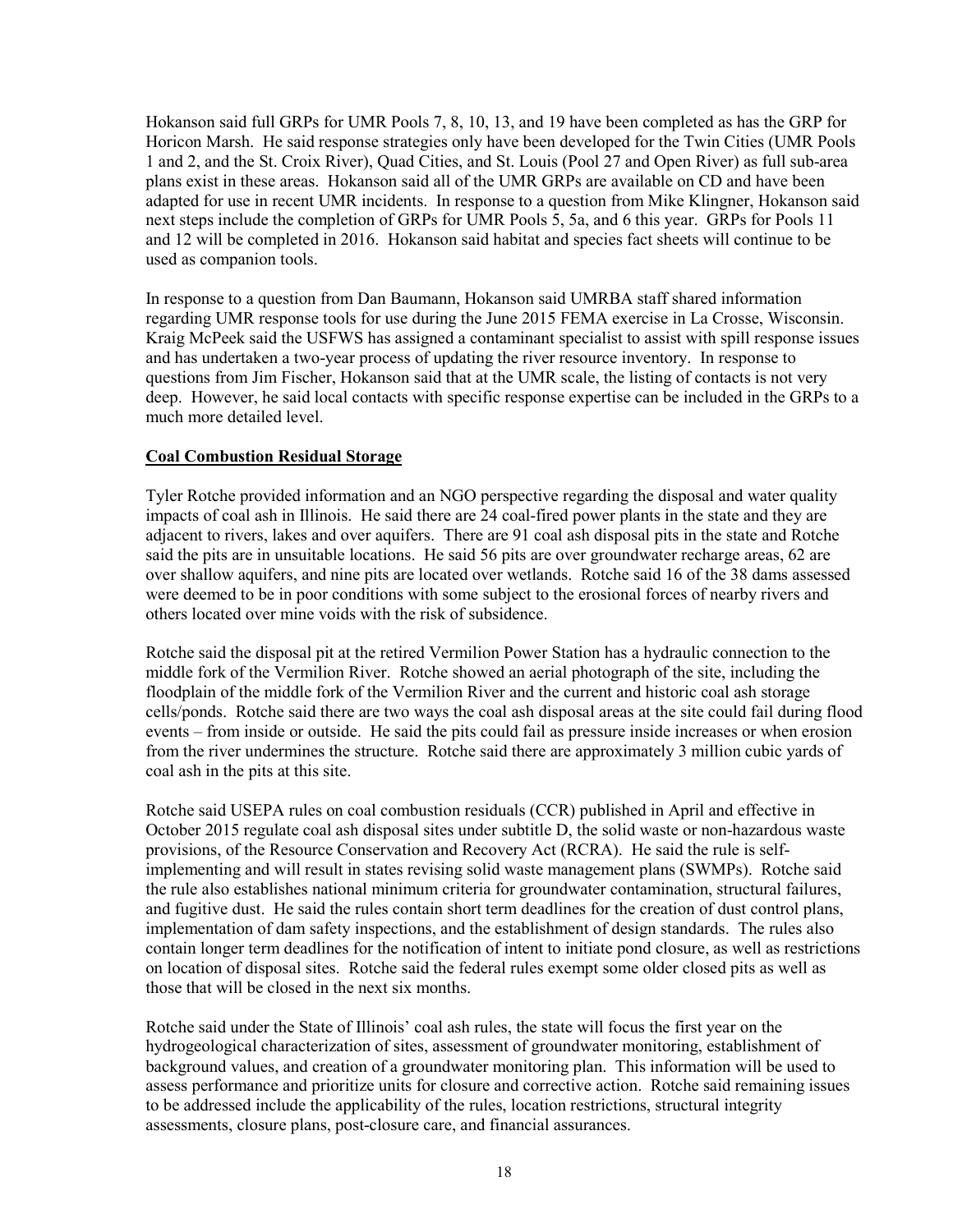Hokanson said full GRPs for UMR Pools 7, 8, 10, 13, and 19 have been completed as has the GRP for Horicon Marsh. He said response strategies only have been developed for the Twin Cities (UMR Pools 1 and 2, and the St. Croix River), Quad Cities, and St. Louis (Pool 27 and Open River) as full sub-area plans exist in these areas. Hokanson said all of the UMR GRPs are available on CD and have been adapted for use in recent UMR incidents. In response to a question from Mike Klingner, Hokanson said next steps include the completion of GRPs for UMR Pools 5, 5a, and 6 this year. GRPs for Pools 11 and 12 will be completed in 2016. Hokanson said habitat and species fact sheets will continue to be used as companion tools.

In response to a question from Dan Baumann, Hokanson said UMRBA staff shared information regarding UMR response tools for use during the June 2015 FEMA exercise in La Crosse, Wisconsin. Kraig McPeek said the USFWS has assigned a contaminant specialist to assist with spill response issues and has undertaken a two-year process of updating the river resource inventory. In response to questions from Jim Fischer, Hokanson said that at the UMR scale, the listing of contacts is not very deep. However, he said local contacts with specific response expertise can be included in the GRPs to a much more detailed level.

**Coal Combustion Residual Storage**

Tyler Rotche provided information and an NGO perspective regarding the disposal and water quality impacts of coal ash in Illinois. He said there are 24 coal-fired power plants in the state and they are adjacent to rivers, lakes and over aquifers. There are 91 coal ash disposal pits in the state and Rotche said the pits are in unsuitable locations. He said 56 pits are over groundwater recharge areas, 62 are over shallow aquifers, and nine pits are located over wetlands. Rotche said 16 of the 38 dams assessed were deemed to be in poor conditions with some subject to the erosional forces of nearby rivers and others located over mine voids with the risk of subsidence.

Rotche said the disposal pit at the retired Vermilion Power Station has a hydraulic connection to the middle fork of the Vermilion River. Rotche showed an aerial photograph of the site, including the floodplain of the middle fork of the Vermilion River and the current and historic coal ash storage cells/ponds. Rotche said there are two ways the coal ash disposal areas at the site could fail during flood events – from inside or outside. He said the pits could fail as pressure inside increases or when erosion from the river undermines the structure. Rotche said there are approximately 3 million cubic yards of coal ash in the pits at this site.

Rotche said USEPA rules on coal combustion residuals (CCR) published in April and effective in October 2015 regulate coal ash disposal sites under subtitle D, the solid waste or non-hazardous waste provisions, of the Resource Conservation and Recovery Act (RCRA). He said the rule is self-implementing and will result in states revising solid waste management plans (SWMPs). Rotche said the rule also establishes national minimum criteria for groundwater contamination, structural failures, and fugitive dust. He said the rules contain short term deadlines for the creation of dust control plans, implementation of dam safety inspections, and the establishment of design standards. The rules also contain longer term deadlines for the notification of intent to initiate pond closure, as well as restrictions on location of disposal sites. Rotche said the federal rules exempt some older closed pits as well as those that will be closed in the next six months.

Rotche said under the State of Illinois' coal ash rules, the state will focus the first year on the hydrogeological characterization of sites, assessment of groundwater monitoring, establishment of background values, and creation of a groundwater monitoring plan. This information will be used to assess performance and prioritize units for closure and corrective action. Rotche said remaining issues to be addressed include the applicability of the rules, location restrictions, structural integrity assessments, closure plans, post-closure care, and financial assurances.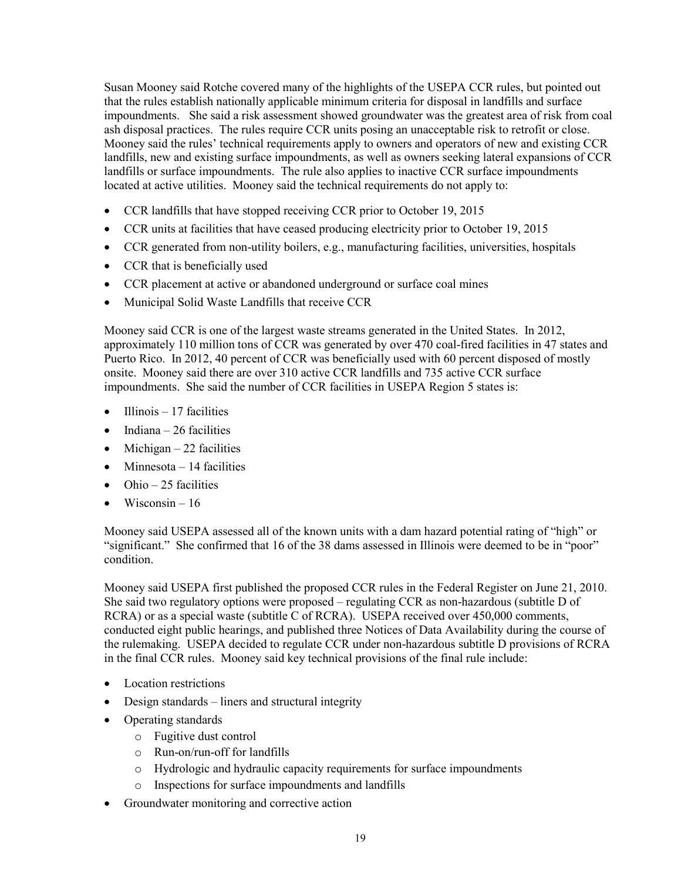Susan Mooney said Rotche covered many of the highlights of the USEPA CCR rules, but pointed out that the rules establish nationally applicable minimum criteria for disposal in landfills and surface impoundments. She said a risk assessment showed groundwater was the greatest area of risk from coal ash disposal practices. The rules require CCR units posing an unacceptable risk to retrofit or close. Mooney said the rules' technical requirements apply to owners and operators of new and existing CCR landfills, new and existing surface impoundments, as well as owners seeking lateral expansions of CCR landfills or surface impoundments. The rule also applies to inactive CCR surface impoundments located at active utilities. Mooney said the technical requirements do not apply to:

- CCR landfills that have stopped receiving CCR prior to October 19, 2015
- CCR units at facilities that have ceased producing electricity prior to October 19, 2015
- CCR generated from non-utility boilers, e.g., manufacturing facilities, universities, hospitals
- CCR that is beneficially used
- CCR placement at active or abandoned underground or surface coal mines
- Municipal Solid Waste Landfills that receive CCR

Mooney said CCR is one of the largest waste streams generated in the United States. In 2012, approximately 110 million tons of CCR was generated by over 470 coal-fired facilities in 47 states and Puerto Rico. In 2012, 40 percent of CCR was beneficially used with 60 percent disposed of mostly onsite. Mooney said there are over 310 active CCR landfills and 735 active CCR surface impoundments. She said the number of CCR facilities in USEPA Region 5 states is:

- Illinois – 17 facilities
- Indiana – 26 facilities
- Michigan – 22 facilities
- Minnesota – 14 facilities
- Ohio – 25 facilities
- Wisconsin – 16

Mooney said USEPA assessed all of the known units with a dam hazard potential rating of "high" or "significant." She confirmed that 16 of the 38 dams assessed in Illinois were deemed to be in "poor" condition.

Mooney said USEPA first published the proposed CCR rules in the Federal Register on June 21, 2010. She said two regulatory options were proposed – regulating CCR as non-hazardous (subtitle D of RCRA) or as a special waste (subtitle C of RCRA). USEPA received over 450,000 comments, conducted eight public hearings, and published three Notices of Data Availability during the course of the rulemaking. USEPA decided to regulate CCR under non-hazardous subtitle D provisions of RCRA in the final CCR rules. Mooney said key technical provisions of the final rule include:

- Location restrictions
- Design standards – liners and structural integrity
- Operating standards
    - Fugitive dust control
    - Run-on/run-off for landfills
    - Hydrologic and hydraulic capacity requirements for surface impoundments
    - Inspections for surface impoundments and landfills
- Groundwater monitoring and corrective action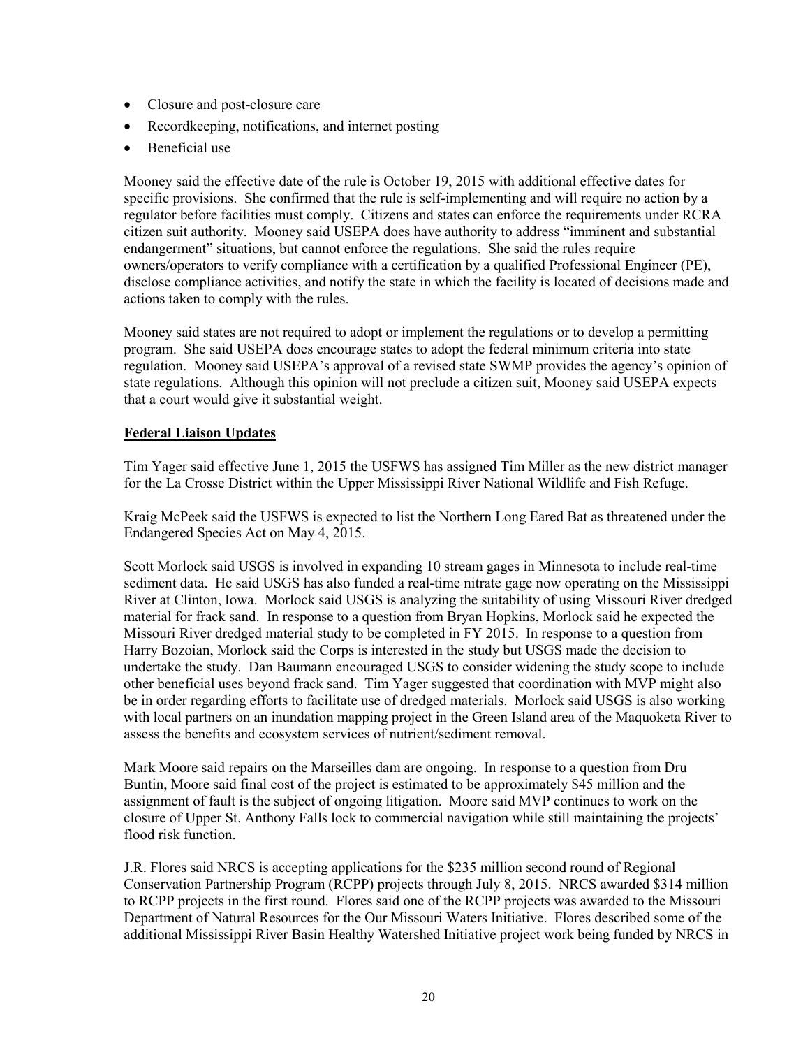- Closure and post-closure care
- Recordkeeping, notifications, and internet posting
- Beneficial use

Mooney said the effective date of the rule is October 19, 2015 with additional effective dates for specific provisions. She confirmed that the rule is self-implementing and will require no action by a regulator before facilities must comply. Citizens and states can enforce the requirements under RCRA citizen suit authority. Mooney said USEPA does have authority to address "imminent and substantial endangerment" situations, but cannot enforce the regulations. She said the rules require owners/operators to verify compliance with a certification by a qualified Professional Engineer (PE), disclose compliance activities, and notify the state in which the facility is located of decisions made and actions taken to comply with the rules.

Mooney said states are not required to adopt or implement the regulations or to develop a permitting program. She said USEPA does encourage states to adopt the federal minimum criteria into state regulation. Mooney said USEPA's approval of a revised state SWMP provides the agency's opinion of state regulations. Although this opinion will not preclude a citizen suit, Mooney said USEPA expects that a court would give it substantial weight.

**Federal Liaison Updates**

Tim Yager said effective June 1, 2015 the USFWS has assigned Tim Miller as the new district manager for the La Crosse District within the Upper Mississippi River National Wildlife and Fish Refuge.

Kraig McPeek said the USFWS is expected to list the Northern Long Eared Bat as threatened under the Endangered Species Act on May 4, 2015.

Scott Morlock said USGS is involved in expanding 10 stream gages in Minnesota to include real-time sediment data. He said USGS has also funded a real-time nitrate gage now operating on the Mississippi River at Clinton, Iowa. Morlock said USGS is analyzing the suitability of using Missouri River dredged material for frack sand. In response to a question from Bryan Hopkins, Morlock said he expected the Missouri River dredged material study to be completed in FY 2015. In response to a question from Harry Bozoian, Morlock said the Corps is interested in the study but USGS made the decision to undertake the study. Dan Baumann encouraged USGS to consider widening the study scope to include other beneficial uses beyond frack sand. Tim Yager suggested that coordination with MVP might also be in order regarding efforts to facilitate use of dredged materials. Morlock said USGS is also working with local partners on an inundation mapping project in the Green Island area of the Maquoketa River to assess the benefits and ecosystem services of nutrient/sediment removal.

Mark Moore said repairs on the Marseilles dam are ongoing. In response to a question from Dru Buntin, Moore said final cost of the project is estimated to be approximately $45 million and the assignment of fault is the subject of ongoing litigation. Moore said MVP continues to work on the closure of Upper St. Anthony Falls lock to commercial navigation while still maintaining the projects' flood risk function.

J.R. Flores said NRCS is accepting applications for the $235 million second round of Regional Conservation Partnership Program (RCPP) projects through July 8, 2015. NRCS awarded $314 million to RCPP projects in the first round. Flores said one of the RCPP projects was awarded to the Missouri Department of Natural Resources for the Our Missouri Waters Initiative. Flores described some of the additional Mississippi River Basin Healthy Watershed Initiative project work being funded by NRCS in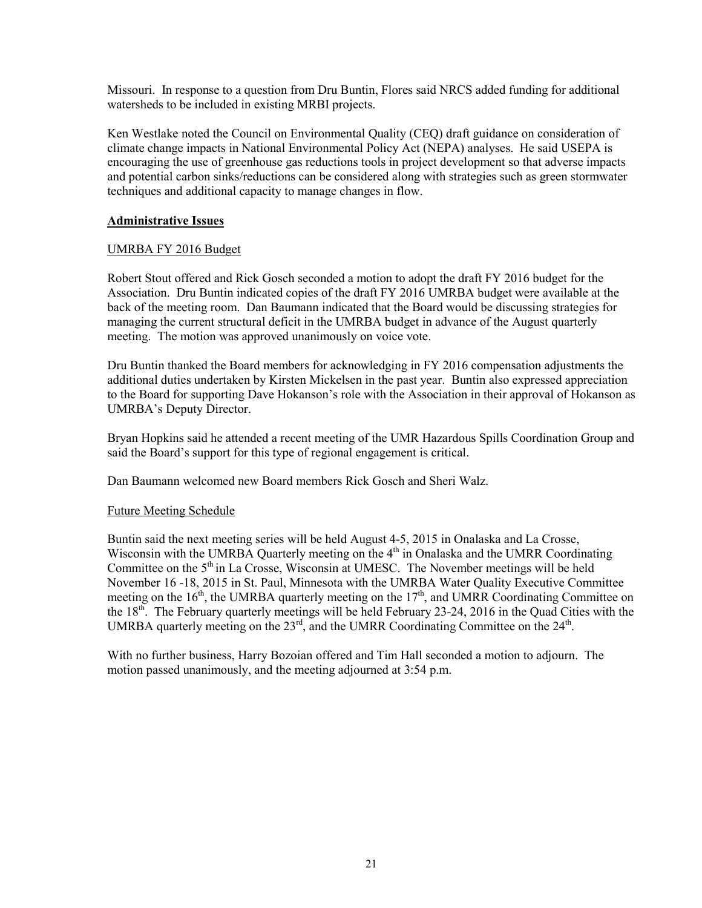Missouri. In response to a question from Dru Buntin, Flores said NRCS added funding for additional watersheds to be included in existing MRBI projects.

Ken Westlake noted the Council on Environmental Quality (CEQ) draft guidance on consideration of climate change impacts in National Environmental Policy Act (NEPA) analyses. He said USEPA is encouraging the use of greenhouse gas reductions tools in project development so that adverse impacts and potential carbon sinks/reductions can be considered along with strategies such as green stormwater techniques and additional capacity to manage changes in flow.

## Administrative Issues

### UMRBA FY 2016 Budget

Robert Stout offered and Rick Gosch seconded a motion to adopt the draft FY 2016 budget for the Association. Dru Buntin indicated copies of the draft FY 2016 UMRBA budget were available at the back of the meeting room. Dan Baumann indicated that the Board would be discussing strategies for managing the current structural deficit in the UMRBA budget in advance of the August quarterly meeting. The motion was approved unanimously on voice vote.

Dru Buntin thanked the Board members for acknowledging in FY 2016 compensation adjustments the additional duties undertaken by Kirsten Mickelsen in the past year. Buntin also expressed appreciation to the Board for supporting Dave Hokanson's role with the Association in their approval of Hokanson as UMRBA's Deputy Director.

Bryan Hopkins said he attended a recent meeting of the UMR Hazardous Spills Coordination Group and said the Board's support for this type of regional engagement is critical.

Dan Baumann welcomed new Board members Rick Gosch and Sheri Walz.

### Future Meeting Schedule

Buntin said the next meeting series will be held August 4-5, 2015 in Onalaska and La Crosse, Wisconsin with the UMRBA Quarterly meeting on the 4th in Onalaska and the UMRR Coordinating Committee on the 5th in La Crosse, Wisconsin at UMESC. The November meetings will be held November 16 -18, 2015 in St. Paul, Minnesota with the UMRBA Water Quality Executive Committee meeting on the 16th, the UMRBA quarterly meeting on the 17th, and UMRR Coordinating Committee on the 18th. The February quarterly meetings will be held February 23-24, 2016 in the Quad Cities with the UMRBA quarterly meeting on the 23rd, and the UMRR Coordinating Committee on the 24th.

With no further business, Harry Bozoian offered and Tim Hall seconded a motion to adjourn. The motion passed unanimously, and the meeting adjourned at 3:54 p.m.